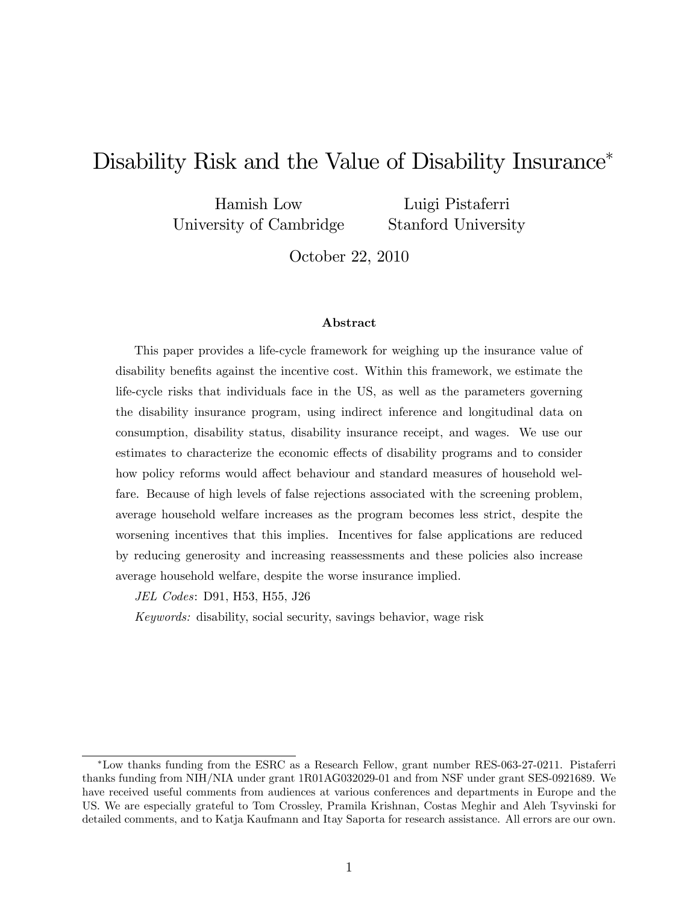# Disability Risk and the Value of Disability Insurance*

Hamish Low
University of Cambridge

Luigi Pistaferri
Stanford University

October 22, 2010

### Abstract

This paper provides a life-cycle framework for weighing up the insurance value of disability benefits against the incentive cost. Within this framework, we estimate the life-cycle risks that individuals face in the US, as well as the parameters governing the disability insurance program, using indirect inference and longitudinal data on consumption, disability status, disability insurance receipt, and wages. We use our estimates to characterize the economic effects of disability programs and to consider how policy reforms would affect behaviour and standard measures of household welfare. Because of high levels of false rejections associated with the screening problem, average household welfare increases as the program becomes less strict, despite the worsening incentives that this implies. Incentives for false applications are reduced by reducing generosity and increasing reassessments and these policies also increase average household welfare, despite the worse insurance implied.

*JEL Codes*: D91, H53, H55, J26

*Keywords:* disability, social security, savings behavior, wage risk

---

*Low thanks funding from the ESRC as a Research Fellow, grant number RES-063-27-0211. Pistaferri thanks funding from NIH/NIA under grant 1R01AG032029-01 and from NSF under grant SES-0921689. We have received useful comments from audiences at various conferences and departments in Europe and the US. We are especially grateful to Tom Crossley, Pramila Krishnan, Costas Meghir and Aleh Tsyvinski for detailed comments, and to Katja Kaufmann and Itay Saporta for research assistance. All errors are our own.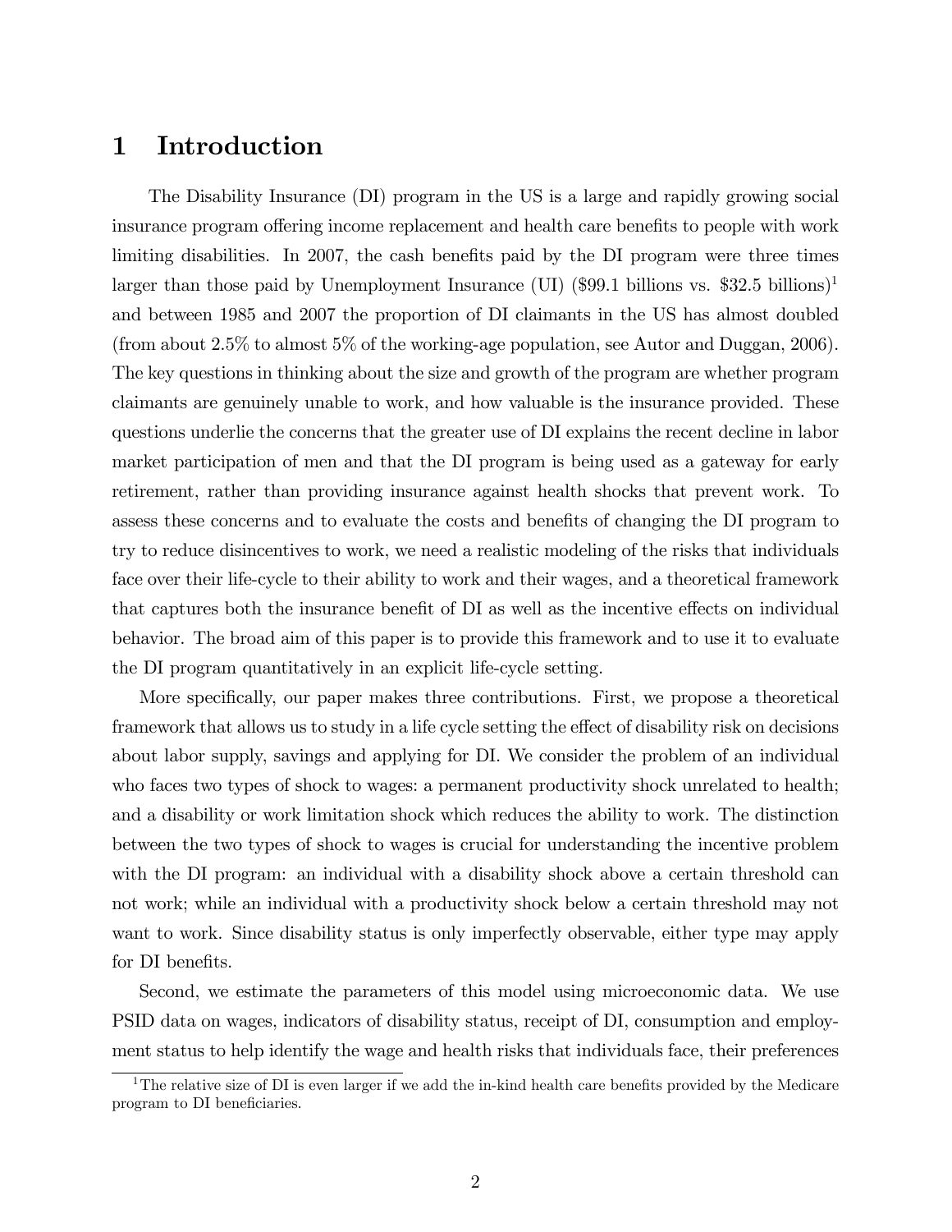# 1 Introduction

The Disability Insurance (DI) program in the US is a large and rapidly growing social insurance program offering income replacement and health care benefits to people with work limiting disabilities. In 2007, the cash benefits paid by the DI program were three times larger than those paid by Unemployment Insurance (UI) (\$99.1 billions vs. \$32.5 billions)[1] and between 1985 and 2007 the proportion of DI claimants in the US has almost doubled (from about 2.5% to almost 5% of the working-age population, see Autor and Duggan, 2006). The key questions in thinking about the size and growth of the program are whether program claimants are genuinely unable to work, and how valuable is the insurance provided. These questions underlie the concerns that the greater use of DI explains the recent decline in labor market participation of men and that the DI program is being used as a gateway for early retirement, rather than providing insurance against health shocks that prevent work. To assess these concerns and to evaluate the costs and benefits of changing the DI program to try to reduce disincentives to work, we need a realistic modeling of the risks that individuals face over their life-cycle to their ability to work and their wages, and a theoretical framework that captures both the insurance benefit of DI as well as the incentive effects on individual behavior. The broad aim of this paper is to provide this framework and to use it to evaluate the DI program quantitatively in an explicit life-cycle setting.

More specifically, our paper makes three contributions. First, we propose a theoretical framework that allows us to study in a life cycle setting the effect of disability risk on decisions about labor supply, savings and applying for DI. We consider the problem of an individual who faces two types of shock to wages: a permanent productivity shock unrelated to health; and a disability or work limitation shock which reduces the ability to work. The distinction between the two types of shock to wages is crucial for understanding the incentive problem with the DI program: an individual with a disability shock above a certain threshold can not work; while an individual with a productivity shock below a certain threshold may not want to work. Since disability status is only imperfectly observable, either type may apply for DI benefits.

Second, we estimate the parameters of this model using microeconomic data. We use PSID data on wages, indicators of disability status, receipt of DI, consumption and employment status to help identify the wage and health risks that individuals face, their preferences

[1] The relative size of DI is even larger if we add the in-kind health care benefits provided by the Medicare program to DI beneficiaries.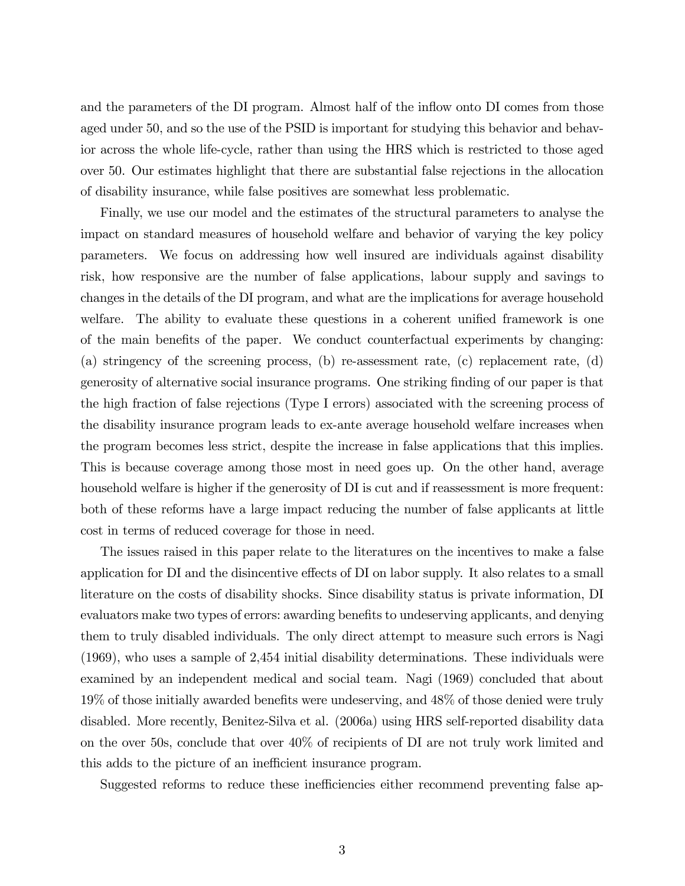and the parameters of the DI program. Almost half of the inflow onto DI comes from those aged under 50, and so the use of the PSID is important for studying this behavior and behavior across the whole life-cycle, rather than using the HRS which is restricted to those aged over 50. Our estimates highlight that there are substantial false rejections in the allocation of disability insurance, while false positives are somewhat less problematic.

Finally, we use our model and the estimates of the structural parameters to analyse the impact on standard measures of household welfare and behavior of varying the key policy parameters. We focus on addressing how well insured are individuals against disability risk, how responsive are the number of false applications, labour supply and savings to changes in the details of the DI program, and what are the implications for average household welfare. The ability to evaluate these questions in a coherent unified framework is one of the main benefits of the paper. We conduct counterfactual experiments by changing: (a) stringency of the screening process, (b) re-assessment rate, (c) replacement rate, (d) generosity of alternative social insurance programs. One striking finding of our paper is that the high fraction of false rejections (Type I errors) associated with the screening process of the disability insurance program leads to ex-ante average household welfare increases when the program becomes less strict, despite the increase in false applications that this implies. This is because coverage among those most in need goes up. On the other hand, average household welfare is higher if the generosity of DI is cut and if reassessment is more frequent: both of these reforms have a large impact reducing the number of false applicants at little cost in terms of reduced coverage for those in need.

The issues raised in this paper relate to the literatures on the incentives to make a false application for DI and the disincentive effects of DI on labor supply. It also relates to a small literature on the costs of disability shocks. Since disability status is private information, DI evaluators make two types of errors: awarding benefits to undeserving applicants, and denying them to truly disabled individuals. The only direct attempt to measure such errors is Nagi (1969), who uses a sample of 2,454 initial disability determinations. These individuals were examined by an independent medical and social team. Nagi (1969) concluded that about 19% of those initially awarded benefits were undeserving, and 48% of those denied were truly disabled. More recently, Benitez-Silva et al. (2006a) using HRS self-reported disability data on the over 50s, conclude that over 40% of recipients of DI are not truly work limited and this adds to the picture of an inefficient insurance program.

Suggested reforms to reduce these inefficiencies either recommend preventing false ap-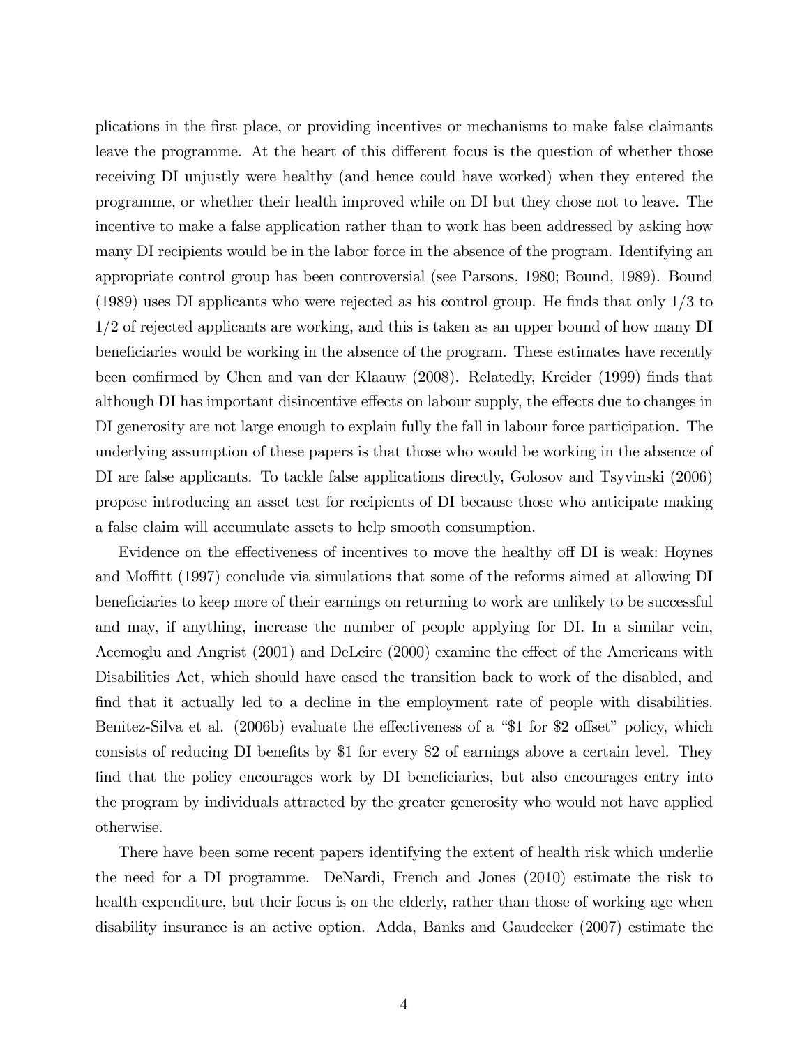plications in the first place, or providing incentives or mechanisms to make false claimants leave the programme. At the heart of this different focus is the question of whether those receiving DI unjustly were healthy (and hence could have worked) when they entered the programme, or whether their health improved while on DI but they chose not to leave. The incentive to make a false application rather than to work has been addressed by asking how many DI recipients would be in the labor force in the absence of the program. Identifying an appropriate control group has been controversial (see Parsons, 1980; Bound, 1989). Bound (1989) uses DI applicants who were rejected as his control group. He finds that only 1/3 to 1/2 of rejected applicants are working, and this is taken as an upper bound of how many DI beneficiaries would be working in the absence of the program. These estimates have recently been confirmed by Chen and van der Klaauw (2008). Relatedly, Kreider (1999) finds that although DI has important disincentive effects on labour supply, the effects due to changes in DI generosity are not large enough to explain fully the fall in labour force participation. The underlying assumption of these papers is that those who would be working in the absence of DI are false applicants. To tackle false applications directly, Golosov and Tsyvinski (2006) propose introducing an asset test for recipients of DI because those who anticipate making a false claim will accumulate assets to help smooth consumption.

Evidence on the effectiveness of incentives to move the healthy off DI is weak: Hoynes and Moffitt (1997) conclude via simulations that some of the reforms aimed at allowing DI beneficiaries to keep more of their earnings on returning to work are unlikely to be successful and may, if anything, increase the number of people applying for DI. In a similar vein, Acemoglu and Angrist (2001) and DeLeire (2000) examine the effect of the Americans with Disabilities Act, which should have eased the transition back to work of the disabled, and find that it actually led to a decline in the employment rate of people with disabilities. Benitez-Silva et al. (2006b) evaluate the effectiveness of a "$1 for $2 offset" policy, which consists of reducing DI benefits by $1 for every $2 of earnings above a certain level. They find that the policy encourages work by DI beneficiaries, but also encourages entry into the program by individuals attracted by the greater generosity who would not have applied otherwise.

There have been some recent papers identifying the extent of health risk which underlie the need for a DI programme. DeNardi, French and Jones (2010) estimate the risk to health expenditure, but their focus is on the elderly, rather than those of working age when disability insurance is an active option. Adda, Banks and Gaudecker (2007) estimate the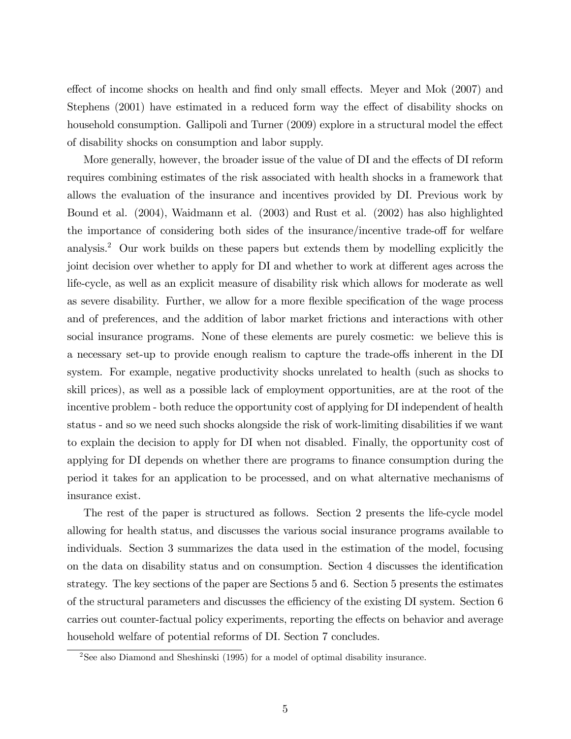effect of income shocks on health and find only small effects. Meyer and Mok (2007) and Stephens (2001) have estimated in a reduced form way the effect of disability shocks on household consumption. Gallipoli and Turner (2009) explore in a structural model the effect of disability shocks on consumption and labor supply.

More generally, however, the broader issue of the value of DI and the effects of DI reform requires combining estimates of the risk associated with health shocks in a framework that allows the evaluation of the insurance and incentives provided by DI. Previous work by Bound et al. (2004), Waidmann et al. (2003) and Rust et al. (2002) has also highlighted the importance of considering both sides of the insurance/incentive trade-off for welfare analysis.[2] Our work builds on these papers but extends them by modelling explicitly the joint decision over whether to apply for DI and whether to work at different ages across the life-cycle, as well as an explicit measure of disability risk which allows for moderate as well as severe disability. Further, we allow for a more flexible specification of the wage process and of preferences, and the addition of labor market frictions and interactions with other social insurance programs. None of these elements are purely cosmetic: we believe this is a necessary set-up to provide enough realism to capture the trade-offs inherent in the DI system. For example, negative productivity shocks unrelated to health (such as shocks to skill prices), as well as a possible lack of employment opportunities, are at the root of the incentive problem - both reduce the opportunity cost of applying for DI independent of health status - and so we need such shocks alongside the risk of work-limiting disabilities if we want to explain the decision to apply for DI when not disabled. Finally, the opportunity cost of applying for DI depends on whether there are programs to finance consumption during the period it takes for an application to be processed, and on what alternative mechanisms of insurance exist.

The rest of the paper is structured as follows. Section 2 presents the life-cycle model allowing for health status, and discusses the various social insurance programs available to individuals. Section 3 summarizes the data used in the estimation of the model, focusing on the data on disability status and on consumption. Section 4 discusses the identification strategy. The key sections of the paper are Sections 5 and 6. Section 5 presents the estimates of the structural parameters and discusses the efficiency of the existing DI system. Section 6 carries out counter-factual policy experiments, reporting the effects on behavior and average household welfare of potential reforms of DI. Section 7 concludes.

[2] See also Diamond and Sheshinski (1995) for a model of optimal disability insurance.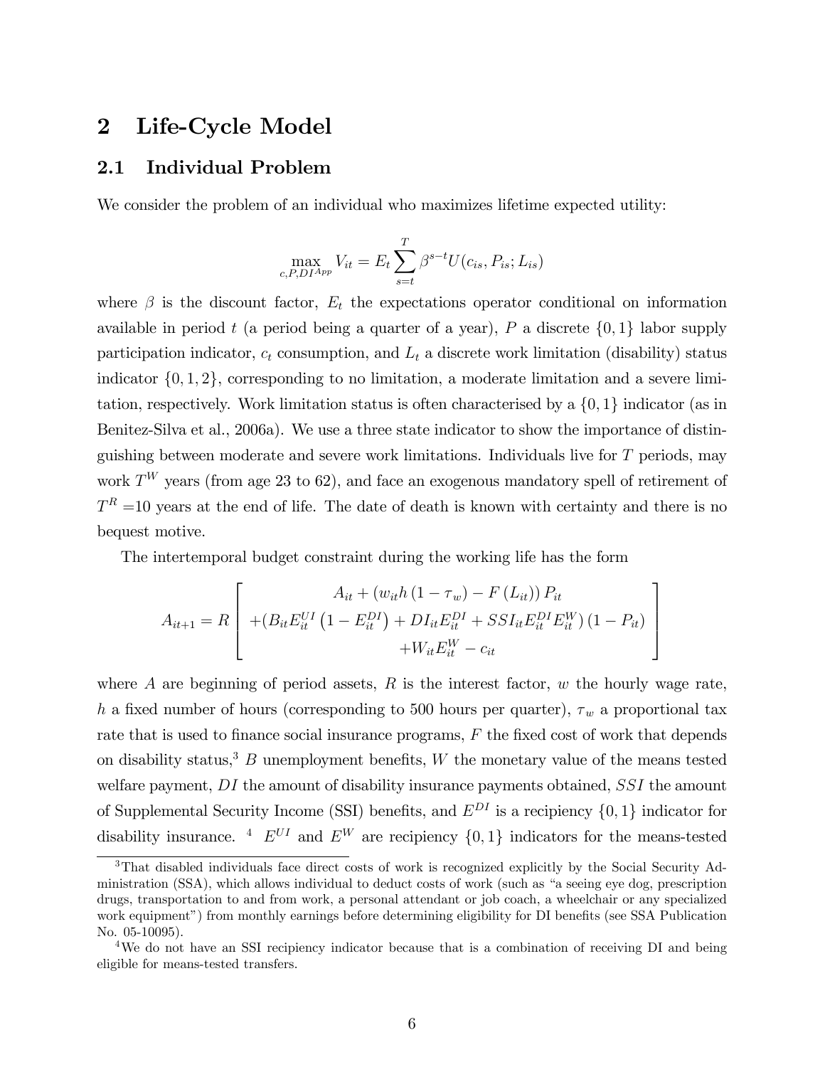# 2 Life-Cycle Model

## 2.1 Individual Problem

We consider the problem of an individual who maximizes lifetime expected utility:

$$\max_{c,P,DI^{App}} V_{it} = E_t \sum_{s=t}^{T} \beta^{s-t} U(c_{is}, P_{is}; L_{is})$$

where $\beta$ is the discount factor, $E_t$ the expectations operator conditional on information available in period $t$ (a period being a quarter of a year), $P$ a discrete $\{0, 1\}$ labor supply participation indicator, $c_t$ consumption, and $L_t$ a discrete work limitation (disability) status indicator $\{0, 1, 2\}$, corresponding to no limitation, a moderate limitation and a severe limitation, respectively. Work limitation status is often characterised by a $\{0, 1\}$ indicator (as in Benitez-Silva et al., 2006a). We use a three state indicator to show the importance of distinguishing between moderate and severe work limitations. Individuals live for $T$ periods, may work $T^W$ years (from age 23 to 62), and face an exogenous mandatory spell of retirement of $T^R$ =10 years at the end of life. The date of death is known with certainty and there is no bequest motive.

The intertemporal budget constraint during the working life has the form

$$A_{it+1} = R \left[ \begin{array}{c} A_{it} + \left(w_{it} h \left(1 - \tau_w\right) - F\left(L_{it}\right)\right) P_{it} \\ +(B_{it} E_{it}^{UI} \left(1 - E_{it}^{DI}\right) + DI_{it} E_{it}^{DI} + SSI_{it} E_{it}^{DI} E_{it}^{W}) \left(1 - P_{it}\right) \\ +W_{it} E_{it}^{W} - c_{it} \end{array} \right]$$

where $A$ are beginning of period assets, $R$ is the interest factor, $w$ the hourly wage rate, $h$ a fixed number of hours (corresponding to 500 hours per quarter), $\tau_w$ a proportional tax rate that is used to finance social insurance programs, $F$ the fixed cost of work that depends on disability status,[3] $B$ unemployment benefits, $W$ the monetary value of the means tested welfare payment, $DI$ the amount of disability insurance payments obtained, $SSI$ the amount of Supplemental Security Income (SSI) benefits, and $E^{DI}$ is a recipiency $\{0, 1\}$ indicator for disability insurance. [4] $E^{UI}$ and $E^W$ are recipiency $\{0, 1\}$ indicators for the means-tested

[3] That disabled individuals face direct costs of work is recognized explicitly by the Social Security Administration (SSA), which allows individual to deduct costs of work (such as "a seeing eye dog, prescription drugs, transportation to and from work, a personal attendant or job coach, a wheelchair or any specialized work equipment") from monthly earnings before determining eligibility for DI benefits (see SSA Publication No. 05-10095).

[4] We do not have an SSI recipiency indicator because that is a combination of receiving DI and being eligible for means-tested transfers.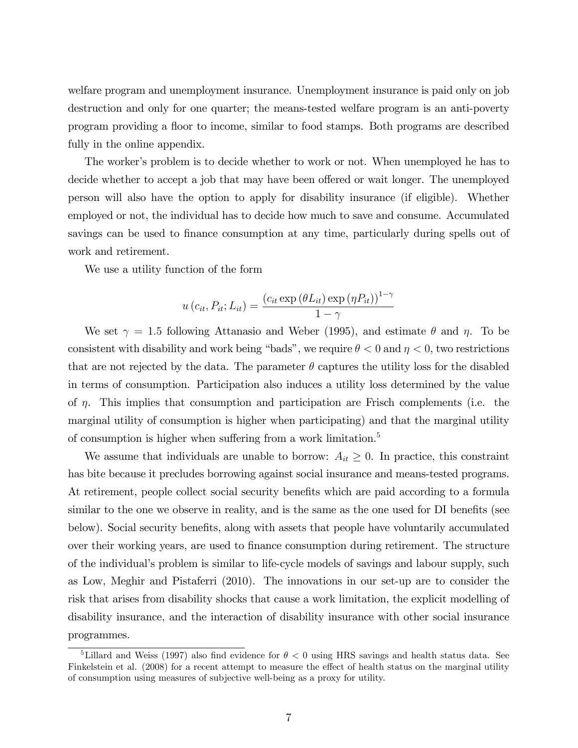welfare program and unemployment insurance. Unemployment insurance is paid only on job destruction and only for one quarter; the means-tested welfare program is an anti-poverty program providing a floor to income, similar to food stamps. Both programs are described fully in the online appendix.

The worker's problem is to decide whether to work or not. When unemployed he has to decide whether to accept a job that may have been offered or wait longer. The unemployed person will also have the option to apply for disability insurance (if eligible). Whether employed or not, the individual has to decide how much to save and consume. Accumulated savings can be used to finance consumption at any time, particularly during spells out of work and retirement.

We use a utility function of the form

$$u\left(c_{it}, P_{it}; L_{it}\right) = \frac{\left(c_{it} \exp\left(\theta L_{it}\right) \exp\left(\eta P_{it}\right)\right)^{1-\gamma}}{1-\gamma}$$

We set $\gamma = 1.5$ following Attanasio and Weber (1995), and estimate $\theta$ and $\eta$. To be consistent with disability and work being "bads", we require $\theta < 0$ and $\eta < 0$, two restrictions that are not rejected by the data. The parameter $\theta$ captures the utility loss for the disabled in terms of consumption. Participation also induces a utility loss determined by the value of $\eta$. This implies that consumption and participation are Frisch complements (i.e. the marginal utility of consumption is higher when participating) and that the marginal utility of consumption is higher when suffering from a work limitation.[5]

We assume that individuals are unable to borrow: $A_{it} \geq 0$. In practice, this constraint has bite because it precludes borrowing against social insurance and means-tested programs. At retirement, people collect social security benefits which are paid according to a formula similar to the one we observe in reality, and is the same as the one used for DI benefits (see below). Social security benefits, along with assets that people have voluntarily accumulated over their working years, are used to finance consumption during retirement. The structure of the individual's problem is similar to life-cycle models of savings and labour supply, such as Low, Meghir and Pistaferri (2010). The innovations in our set-up are to consider the risk that arises from disability shocks that cause a work limitation, the explicit modelling of disability insurance, and the interaction of disability insurance with other social insurance programmes.

[5] Lillard and Weiss (1997) also find evidence for $\theta < 0$ using HRS savings and health status data. See Finkelstein et al. (2008) for a recent attempt to measure the effect of health status on the marginal utility of consumption using measures of subjective well-being as a proxy for utility.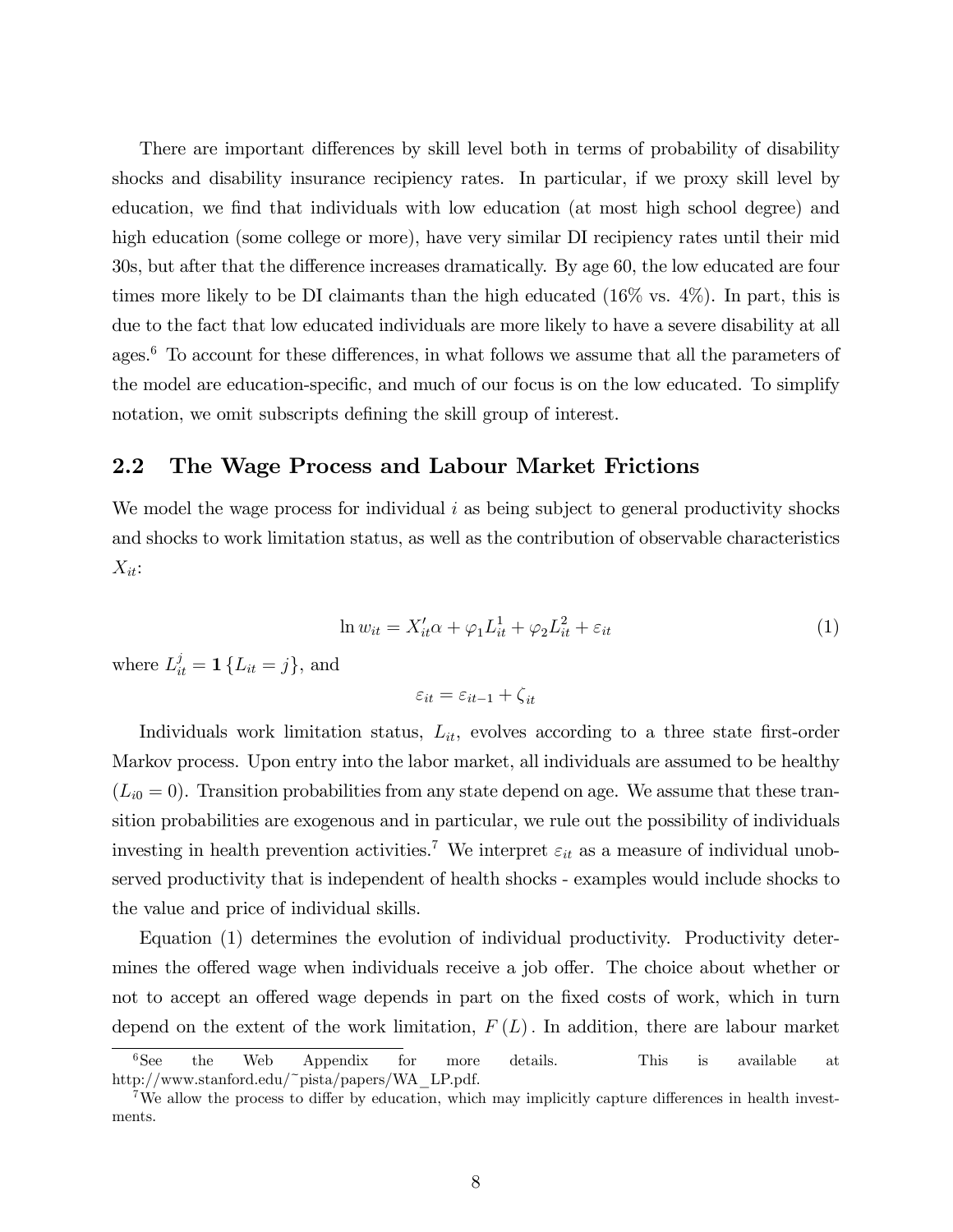There are important differences by skill level both in terms of probability of disability shocks and disability insurance recipiency rates. In particular, if we proxy skill level by education, we find that individuals with low education (at most high school degree) and high education (some college or more), have very similar DI recipiency rates until their mid 30s, but after that the difference increases dramatically. By age 60, the low educated are four times more likely to be DI claimants than the high educated (16% vs. 4%). In part, this is due to the fact that low educated individuals are more likely to have a severe disability at all ages.[6] To account for these differences, in what follows we assume that all the parameters of the model are education-specific, and much of our focus is on the low educated. To simplify notation, we omit subscripts defining the skill group of interest.

## 2.2 The Wage Process and Labour Market Frictions

We model the wage process for individual $i$ as being subject to general productivity shocks and shocks to work limitation status, as well as the contribution of observable characteristics $X_{it}$:

$$\ln w_{it} = X_{it}'\alpha + \varphi_1 L_{it}^1 + \varphi_2 L_{it}^2 + \varepsilon_{it} \tag{1}$$

where $L_{it}^j = \mathbf{1}\{L_{it} = j\}$, and

$$\varepsilon_{it} = \varepsilon_{it-1} + \zeta_{it}$$

Individuals work limitation status, $L_{it}$, evolves according to a three state first-order Markov process. Upon entry into the labor market, all individuals are assumed to be healthy ($L_{i0} = 0$). Transition probabilities from any state depend on age. We assume that these transition probabilities are exogenous and in particular, we rule out the possibility of individuals investing in health prevention activities.[7] We interpret $\varepsilon_{it}$ as a measure of individual unobserved productivity that is independent of health shocks - examples would include shocks to the value and price of individual skills.

Equation (1) determines the evolution of individual productivity. Productivity determines the offered wage when individuals receive a job offer. The choice about whether or not to accept an offered wage depends in part on the fixed costs of work, which in turn depend on the extent of the work limitation, $F(L)$. In addition, there are labour market

[6] See the Web Appendix for more details. This is available at http://www.stanford.edu/~pista/papers/WA_LP.pdf.

[7] We allow the process to differ by education, which may implicitly capture differences in health investments.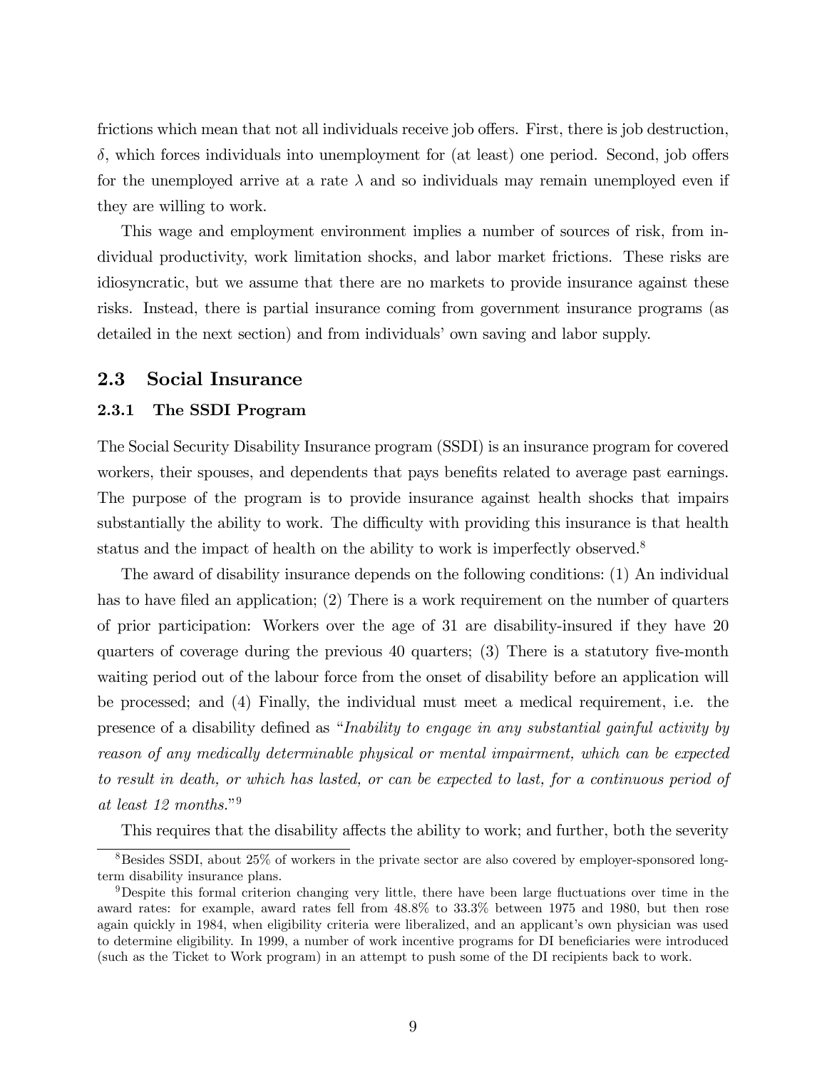frictions which mean that not all individuals receive job offers. First, there is job destruction, $\delta$, which forces individuals into unemployment for (at least) one period. Second, job offers for the unemployed arrive at a rate $\lambda$ and so individuals may remain unemployed even if they are willing to work.

This wage and employment environment implies a number of sources of risk, from individual productivity, work limitation shocks, and labor market frictions. These risks are idiosyncratic, but we assume that there are no markets to provide insurance against these risks. Instead, there is partial insurance coming from government insurance programs (as detailed in the next section) and from individuals' own saving and labor supply.

## 2.3 Social Insurance

### 2.3.1 The SSDI Program

The Social Security Disability Insurance program (SSDI) is an insurance program for covered workers, their spouses, and dependents that pays benefits related to average past earnings. The purpose of the program is to provide insurance against health shocks that impairs substantially the ability to work. The difficulty with providing this insurance is that health status and the impact of health on the ability to work is imperfectly observed.[8]

The award of disability insurance depends on the following conditions: (1) An individual has to have filed an application; (2) There is a work requirement on the number of quarters of prior participation: Workers over the age of 31 are disability-insured if they have 20 quarters of coverage during the previous 40 quarters; (3) There is a statutory five-month waiting period out of the labour force from the onset of disability before an application will be processed; and (4) Finally, the individual must meet a medical requirement, i.e. the presence of a disability defined as "*Inability to engage in any substantial gainful activity by reason of any medically determinable physical or mental impairment, which can be expected to result in death, or which has lasted, or can be expected to last, for a continuous period of at least 12 months.*"[9]

This requires that the disability affects the ability to work; and further, both the severity

[8] Besides SSDI, about 25% of workers in the private sector are also covered by employer-sponsored long-term disability insurance plans.

[9] Despite this formal criterion changing very little, there have been large fluctuations over time in the award rates: for example, award rates fell from 48.8% to 33.3% between 1975 and 1980, but then rose again quickly in 1984, when eligibility criteria were liberalized, and an applicant's own physician was used to determine eligibility. In 1999, a number of work incentive programs for DI beneficiaries were introduced (such as the Ticket to Work program) in an attempt to push some of the DI recipients back to work.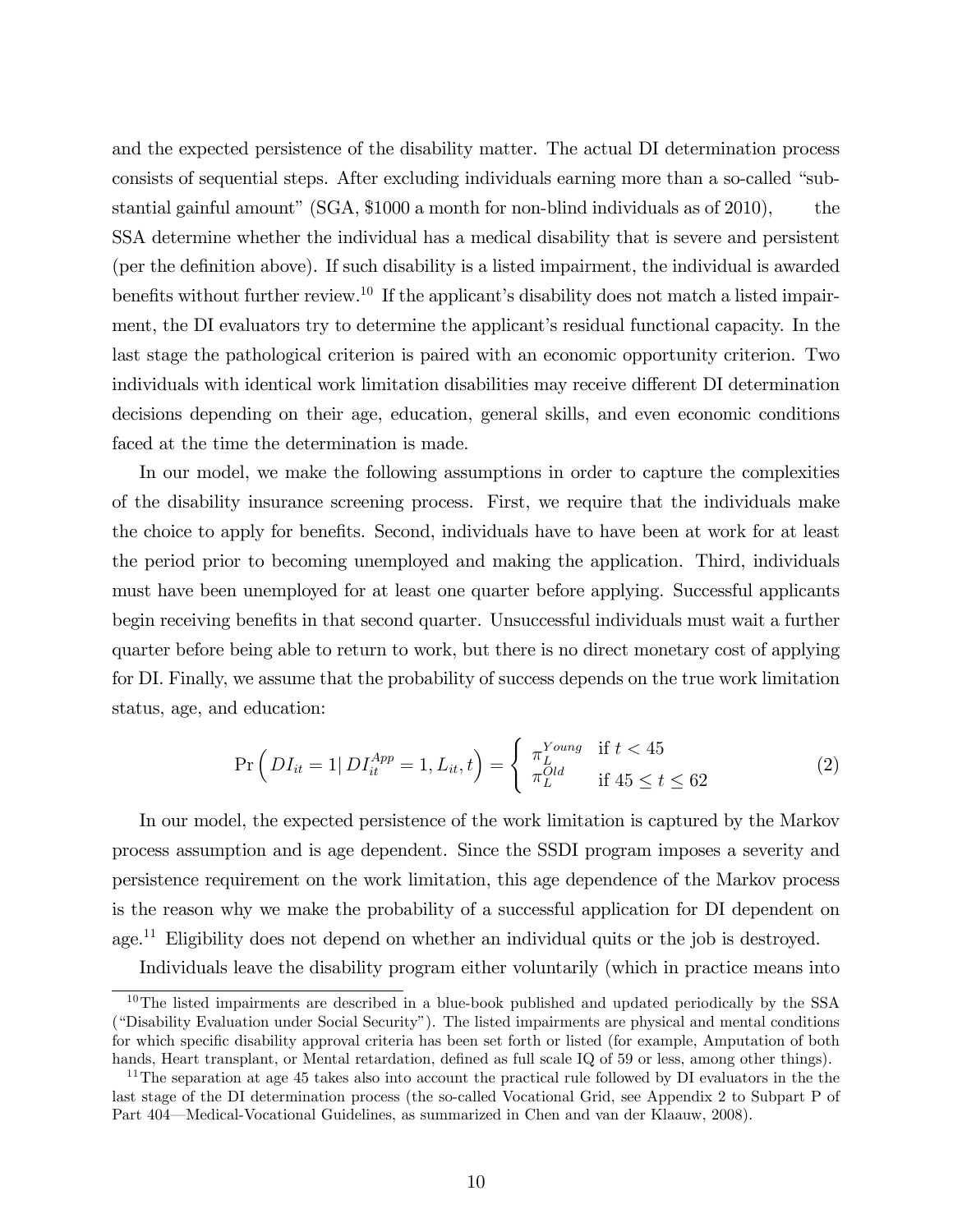and the expected persistence of the disability matter. The actual DI determination process consists of sequential steps. After excluding individuals earning more than a so-called "substantial gainful amount" (SGA, \$1000 a month for non-blind individuals as of 2010), the SSA determine whether the individual has a medical disability that is severe and persistent (per the definition above). If such disability is a listed impairment, the individual is awarded benefits without further review.[10] If the applicant's disability does not match a listed impairment, the DI evaluators try to determine the applicant's residual functional capacity. In the last stage the pathological criterion is paired with an economic opportunity criterion. Two individuals with identical work limitation disabilities may receive different DI determination decisions depending on their age, education, general skills, and even economic conditions faced at the time the determination is made.

In our model, we make the following assumptions in order to capture the complexities of the disability insurance screening process. First, we require that the individuals make the choice to apply for benefits. Second, individuals have to have been at work for at least the period prior to becoming unemployed and making the application. Third, individuals must have been unemployed for at least one quarter before applying. Successful applicants begin receiving benefits in that second quarter. Unsuccessful individuals must wait a further quarter before being able to return to work, but there is no direct monetary cost of applying for DI. Finally, we assume that the probability of success depends on the true work limitation status, age, and education:

$$\Pr\left( DI_{it} = 1 |\, DI_{it}^{App} = 1, L_{it}, t \right) = \begin{cases} \pi_L^{Young} & \text{if } t < 45 \\ \pi_L^{Old} & \text{if } 45 \leq t \leq 62 \end{cases} \tag{2}$$

In our model, the expected persistence of the work limitation is captured by the Markov process assumption and is age dependent. Since the SSDI program imposes a severity and persistence requirement on the work limitation, this age dependence of the Markov process is the reason why we make the probability of a successful application for DI dependent on age.[11] Eligibility does not depend on whether an individual quits or the job is destroyed.

Individuals leave the disability program either voluntarily (which in practice means into

[10] The listed impairments are described in a blue-book published and updated periodically by the SSA ("Disability Evaluation under Social Security"). The listed impairments are physical and mental conditions for which specific disability approval criteria has been set forth or listed (for example, Amputation of both hands, Heart transplant, or Mental retardation, defined as full scale IQ of 59 or less, among other things).

[11] The separation at age 45 takes also into account the practical rule followed by DI evaluators in the the last stage of the DI determination process (the so-called Vocational Grid, see Appendix 2 to Subpart P of Part 404—Medical-Vocational Guidelines, as summarized in Chen and van der Klaauw, 2008).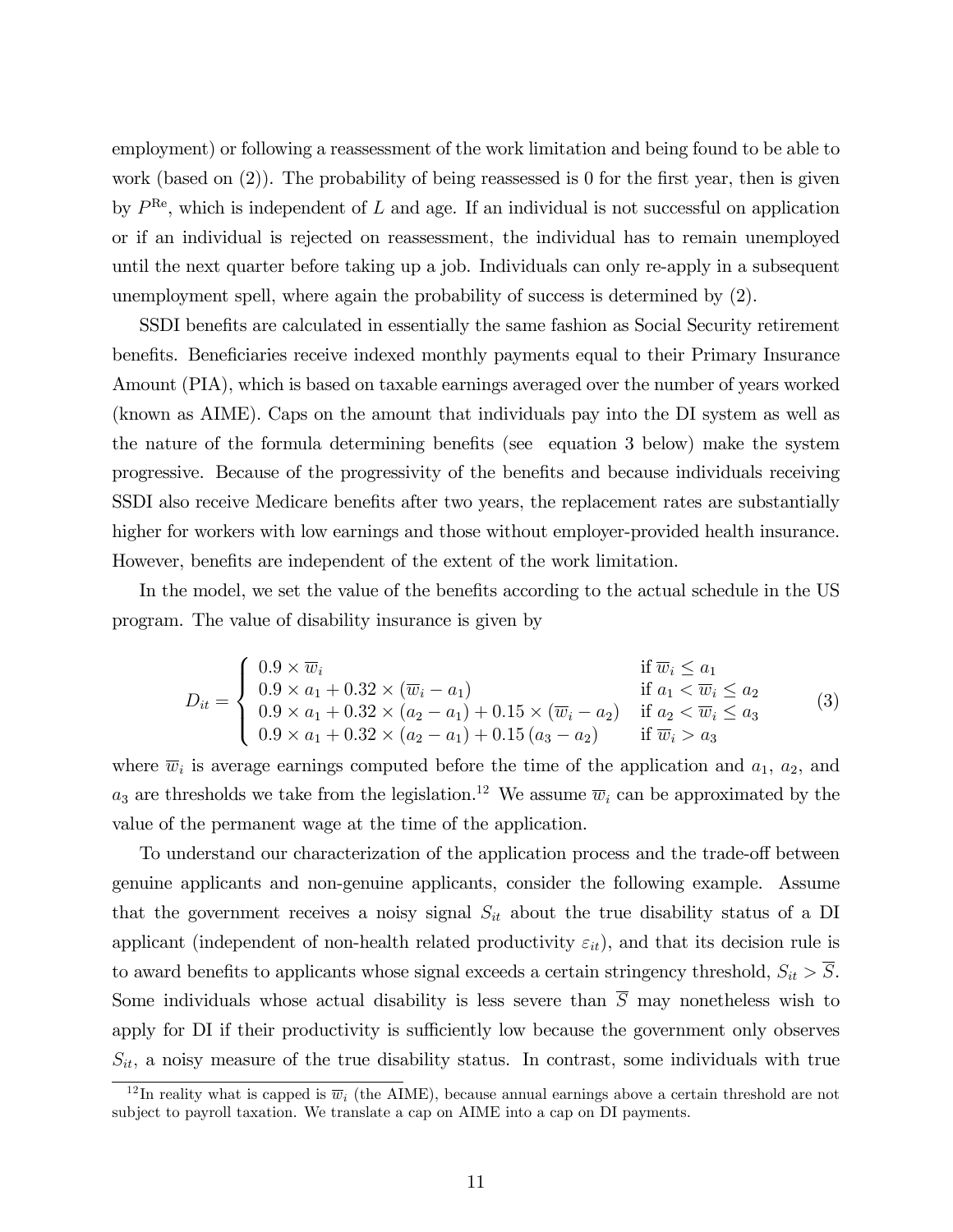employment) or following a reassessment of the work limitation and being found to be able to work (based on (2)). The probability of being reassessed is 0 for the first year, then is given by $P^{\text{Re}}$, which is independent of $L$ and age. If an individual is not successful on application or if an individual is rejected on reassessment, the individual has to remain unemployed until the next quarter before taking up a job. Individuals can only re-apply in a subsequent unemployment spell, where again the probability of success is determined by (2).

SSDI benefits are calculated in essentially the same fashion as Social Security retirement benefits. Beneficiaries receive indexed monthly payments equal to their Primary Insurance Amount (PIA), which is based on taxable earnings averaged over the number of years worked (known as AIME). Caps on the amount that individuals pay into the DI system as well as the nature of the formula determining benefits (see equation 3 below) make the system progressive. Because of the progressivity of the benefits and because individuals receiving SSDI also receive Medicare benefits after two years, the replacement rates are substantially higher for workers with low earnings and those without employer-provided health insurance. However, benefits are independent of the extent of the work limitation.

In the model, we set the value of the benefits according to the actual schedule in the US program. The value of disability insurance is given by

$$D_{it} = \begin{cases} 0.9 \times \overline{w}_i & \text{if } \overline{w}_i \leq a_1 \\ 0.9 \times a_1 + 0.32 \times (\overline{w}_i - a_1) & \text{if } a_1 < \overline{w}_i \leq a_2 \\ 0.9 \times a_1 + 0.32 \times (a_2 - a_1) + 0.15 \times (\overline{w}_i - a_2) & \text{if } a_2 < \overline{w}_i \leq a_3 \\ 0.9 \times a_1 + 0.32 \times (a_2 - a_1) + 0.15\,(a_3 - a_2) & \text{if } \overline{w}_i > a_3 \end{cases} \tag{3}$$

where $\overline{w}_i$ is average earnings computed before the time of the application and $a_1$, $a_2$, and $a_3$ are thresholds we take from the legislation.[12] We assume $\overline{w}_i$ can be approximated by the value of the permanent wage at the time of the application.

To understand our characterization of the application process and the trade-off between genuine applicants and non-genuine applicants, consider the following example. Assume that the government receives a noisy signal $S_{it}$ about the true disability status of a DI applicant (independent of non-health related productivity $\varepsilon_{it}$), and that its decision rule is to award benefits to applicants whose signal exceeds a certain stringency threshold, $S_{it} > \overline{S}$. Some individuals whose actual disability is less severe than $\overline{S}$ may nonetheless wish to apply for DI if their productivity is sufficiently low because the government only observes $S_{it}$, a noisy measure of the true disability status. In contrast, some individuals with true

[12] In reality what is capped is $\overline{w}_i$ (the AIME), because annual earnings above a certain threshold are not subject to payroll taxation. We translate a cap on AIME into a cap on DI payments.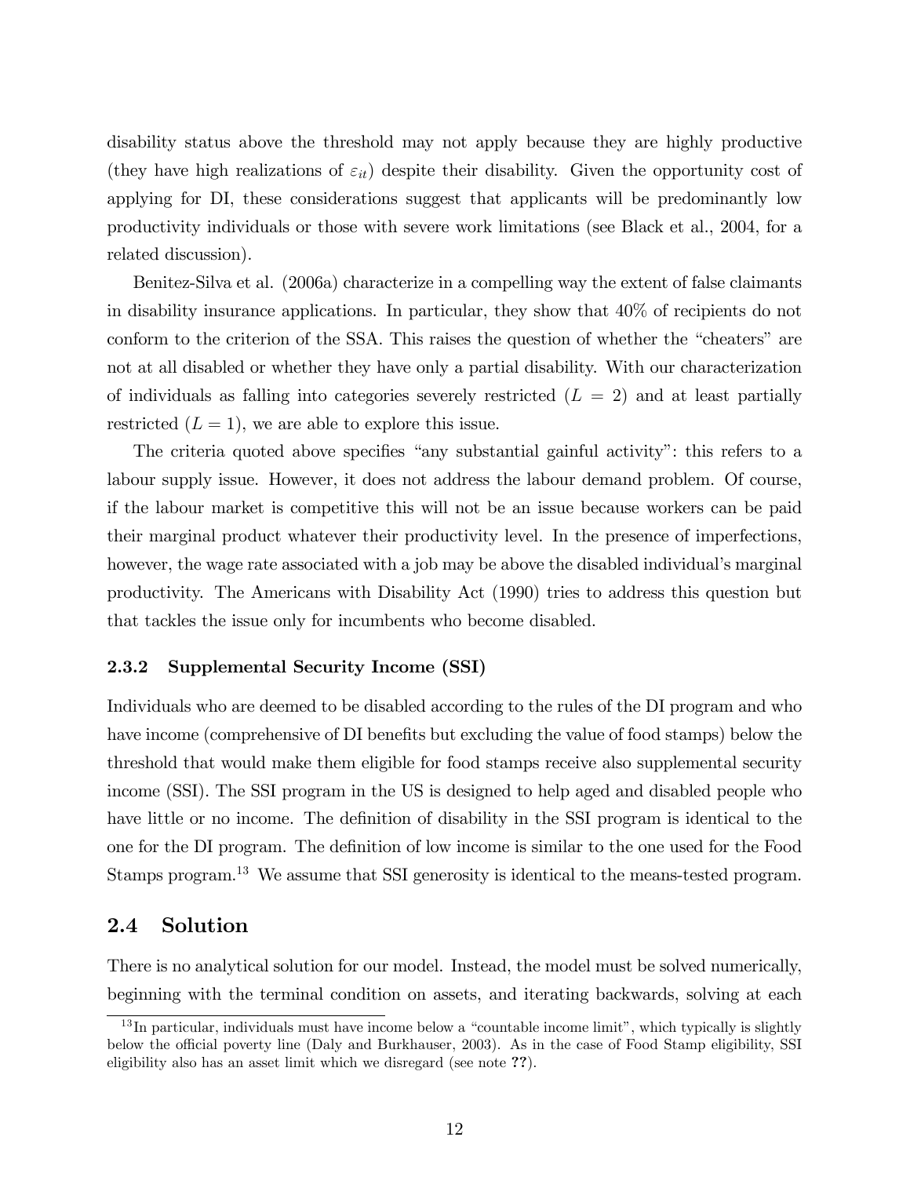disability status above the threshold may not apply because they are highly productive (they have high realizations of $\varepsilon_{it}$) despite their disability. Given the opportunity cost of applying for DI, these considerations suggest that applicants will be predominantly low productivity individuals or those with severe work limitations (see Black et al., 2004, for a related discussion).

Benitez-Silva et al. (2006a) characterize in a compelling way the extent of false claimants in disability insurance applications. In particular, they show that 40% of recipients do not conform to the criterion of the SSA. This raises the question of whether the "cheaters" are not at all disabled or whether they have only a partial disability. With our characterization of individuals as falling into categories severely restricted ($L = 2$) and at least partially restricted ($L = 1$), we are able to explore this issue.

The criteria quoted above specifies "any substantial gainful activity": this refers to a labour supply issue. However, it does not address the labour demand problem. Of course, if the labour market is competitive this will not be an issue because workers can be paid their marginal product whatever their productivity level. In the presence of imperfections, however, the wage rate associated with a job may be above the disabled individual's marginal productivity. The Americans with Disability Act (1990) tries to address this question but that tackles the issue only for incumbents who become disabled.

### 2.3.2 Supplemental Security Income (SSI)

Individuals who are deemed to be disabled according to the rules of the DI program and who have income (comprehensive of DI benefits but excluding the value of food stamps) below the threshold that would make them eligible for food stamps receive also supplemental security income (SSI). The SSI program in the US is designed to help aged and disabled people who have little or no income. The definition of disability in the SSI program is identical to the one for the DI program. The definition of low income is similar to the one used for the Food Stamps program.[13] We assume that SSI generosity is identical to the means-tested program.

## 2.4 Solution

There is no analytical solution for our model. Instead, the model must be solved numerically, beginning with the terminal condition on assets, and iterating backwards, solving at each

[13] In particular, individuals must have income below a "countable income limit", which typically is slightly below the official poverty line (Daly and Burkhauser, 2003). As in the case of Food Stamp eligibility, SSI eligibility also has an asset limit which we disregard (see note **??**).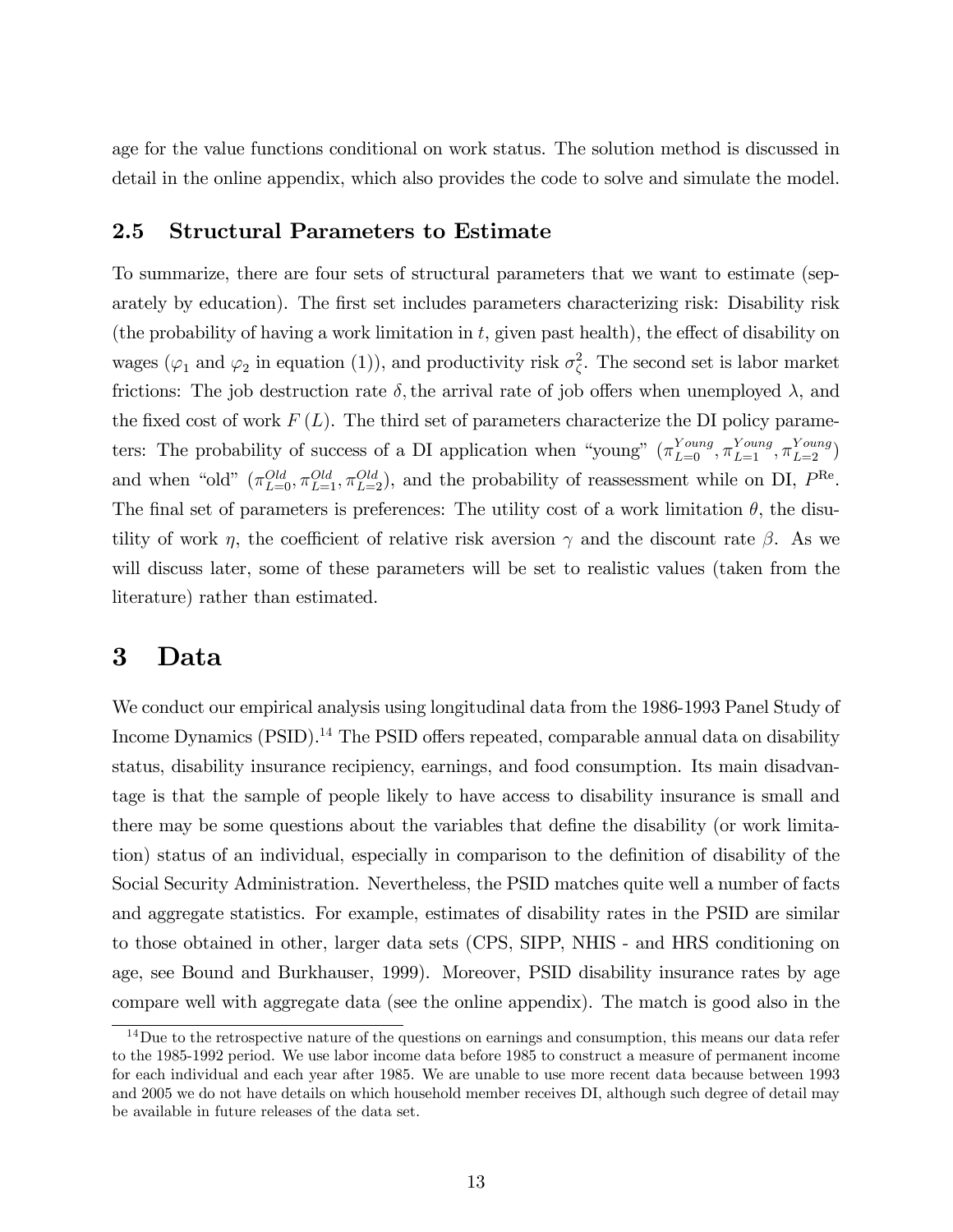age for the value functions conditional on work status. The solution method is discussed in detail in the online appendix, which also provides the code to solve and simulate the model.

### 2.5 Structural Parameters to Estimate

To summarize, there are four sets of structural parameters that we want to estimate (separately by education). The first set includes parameters characterizing risk: Disability risk (the probability of having a work limitation in $t$, given past health), the effect of disability on wages ($\varphi_1$ and $\varphi_2$ in equation (1)), and productivity risk $\sigma_\zeta^2$. The second set is labor market frictions: The job destruction rate $\delta$, the arrival rate of job offers when unemployed $\lambda$, and the fixed cost of work $F(L)$. The third set of parameters characterize the DI policy parameters: The probability of success of a DI application when "young" ($\pi_{L=0}^{Young}, \pi_{L=1}^{Young}, \pi_{L=2}^{Young}$) and when "old" ($\pi_{L=0}^{Old}, \pi_{L=1}^{Old}, \pi_{L=2}^{Old}$), and the probability of reassessment while on DI, $P^{\text{Re}}$. The final set of parameters is preferences: The utility cost of a work limitation $\theta$, the disutility of work $\eta$, the coefficient of relative risk aversion $\gamma$ and the discount rate $\beta$. As we will discuss later, some of these parameters will be set to realistic values (taken from the literature) rather than estimated.

## 3 Data

We conduct our empirical analysis using longitudinal data from the 1986-1993 Panel Study of Income Dynamics (PSID).[14] The PSID offers repeated, comparable annual data on disability status, disability insurance recipiency, earnings, and food consumption. Its main disadvantage is that the sample of people likely to have access to disability insurance is small and there may be some questions about the variables that define the disability (or work limitation) status of an individual, especially in comparison to the definition of disability of the Social Security Administration. Nevertheless, the PSID matches quite well a number of facts and aggregate statistics. For example, estimates of disability rates in the PSID are similar to those obtained in other, larger data sets (CPS, SIPP, NHIS - and HRS conditioning on age, see Bound and Burkhauser, 1999). Moreover, PSID disability insurance rates by age compare well with aggregate data (see the online appendix). The match is good also in the

[14] Due to the retrospective nature of the questions on earnings and consumption, this means our data refer to the 1985-1992 period. We use labor income data before 1985 to construct a measure of permanent income for each individual and each year after 1985. We are unable to use more recent data because between 1993 and 2005 we do not have details on which household member receives DI, although such degree of detail may be available in future releases of the data set.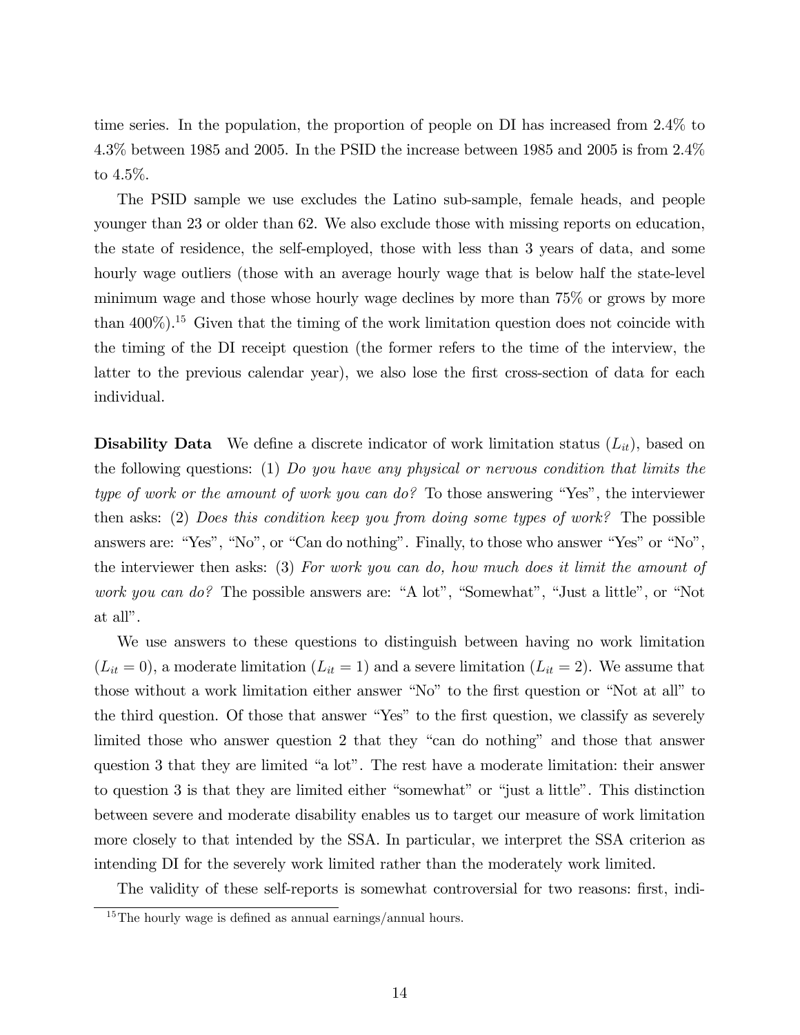time series. In the population, the proportion of people on DI has increased from 2.4% to 4.3% between 1985 and 2005. In the PSID the increase between 1985 and 2005 is from 2.4% to 4.5%.

The PSID sample we use excludes the Latino sub-sample, female heads, and people younger than 23 or older than 62. We also exclude those with missing reports on education, the state of residence, the self-employed, those with less than 3 years of data, and some hourly wage outliers (those with an average hourly wage that is below half the state-level minimum wage and those whose hourly wage declines by more than 75% or grows by more than 400%).[15] Given that the timing of the work limitation question does not coincide with the timing of the DI receipt question (the former refers to the time of the interview, the latter to the previous calendar year), we also lose the first cross-section of data for each individual.

**Disability Data** We define a discrete indicator of work limitation status ($L_{it}$), based on the following questions: (1) *Do you have any physical or nervous condition that limits the type of work or the amount of work you can do?* To those answering "Yes", the interviewer then asks: (2) *Does this condition keep you from doing some types of work?* The possible answers are: "Yes", "No", or "Can do nothing". Finally, to those who answer "Yes" or "No", the interviewer then asks: (3) *For work you can do, how much does it limit the amount of work you can do?* The possible answers are: "A lot", "Somewhat", "Just a little", or "Not at all".

We use answers to these questions to distinguish between having no work limitation ($L_{it} = 0$), a moderate limitation ($L_{it} = 1$) and a severe limitation ($L_{it} = 2$). We assume that those without a work limitation either answer "No" to the first question or "Not at all" to the third question. Of those that answer "Yes" to the first question, we classify as severely limited those who answer question 2 that they "can do nothing" and those that answer question 3 that they are limited "a lot". The rest have a moderate limitation: their answer to question 3 is that they are limited either "somewhat" or "just a little". This distinction between severe and moderate disability enables us to target our measure of work limitation more closely to that intended by the SSA. In particular, we interpret the SSA criterion as intending DI for the severely work limited rather than the moderately work limited.

The validity of these self-reports is somewhat controversial for two reasons: first, indi-

[15] The hourly wage is defined as annual earnings/annual hours.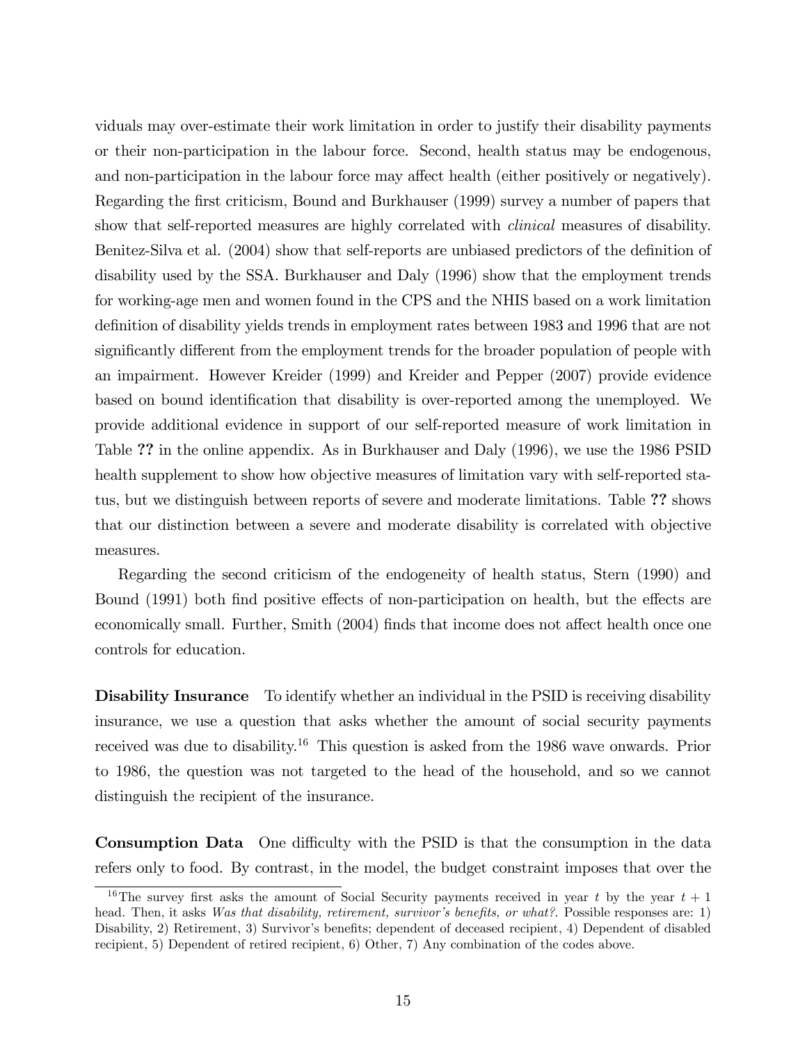viduals may over-estimate their work limitation in order to justify their disability payments or their non-participation in the labour force. Second, health status may be endogenous, and non-participation in the labour force may affect health (either positively or negatively). Regarding the first criticism, Bound and Burkhauser (1999) survey a number of papers that show that self-reported measures are highly correlated with *clinical* measures of disability. Benitez-Silva et al. (2004) show that self-reports are unbiased predictors of the definition of disability used by the SSA. Burkhauser and Daly (1996) show that the employment trends for working-age men and women found in the CPS and the NHIS based on a work limitation definition of disability yields trends in employment rates between 1983 and 1996 that are not significantly different from the employment trends for the broader population of people with an impairment. However Kreider (1999) and Kreider and Pepper (2007) provide evidence based on bound identification that disability is over-reported among the unemployed. We provide additional evidence in support of our self-reported measure of work limitation in Table **??** in the online appendix. As in Burkhauser and Daly (1996), we use the 1986 PSID health supplement to show how objective measures of limitation vary with self-reported status, but we distinguish between reports of severe and moderate limitations. Table **??** shows that our distinction between a severe and moderate disability is correlated with objective measures.

Regarding the second criticism of the endogeneity of health status, Stern (1990) and Bound (1991) both find positive effects of non-participation on health, but the effects are economically small. Further, Smith (2004) finds that income does not affect health once one controls for education.

**Disability Insurance** To identify whether an individual in the PSID is receiving disability insurance, we use a question that asks whether the amount of social security payments received was due to disability.[16] This question is asked from the 1986 wave onwards. Prior to 1986, the question was not targeted to the head of the household, and so we cannot distinguish the recipient of the insurance.

**Consumption Data** One difficulty with the PSID is that the consumption in the data refers only to food. By contrast, in the model, the budget constraint imposes that over the

[16] The survey first asks the amount of Social Security payments received in year $t$ by the year $t+1$ head. Then, it asks *Was that disability, retirement, survivor's benefits, or what?*. Possible responses are: 1) Disability, 2) Retirement, 3) Survivor's benefits; dependent of deceased recipient, 4) Dependent of disabled recipient, 5) Dependent of retired recipient, 6) Other, 7) Any combination of the codes above.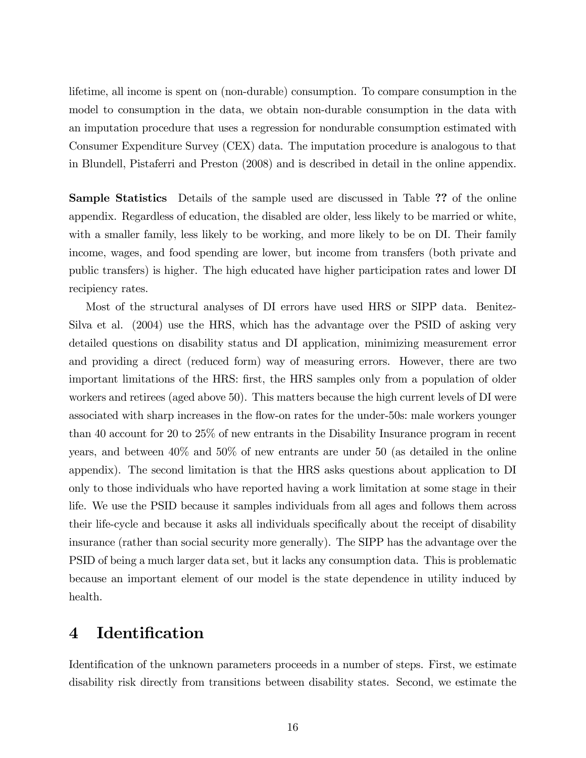lifetime, all income is spent on (non-durable) consumption. To compare consumption in the model to consumption in the data, we obtain non-durable consumption in the data with an imputation procedure that uses a regression for nondurable consumption estimated with Consumer Expenditure Survey (CEX) data. The imputation procedure is analogous to that in Blundell, Pistaferri and Preston (2008) and is described in detail in the online appendix.

**Sample Statistics** Details of the sample used are discussed in Table **??** of the online appendix. Regardless of education, the disabled are older, less likely to be married or white, with a smaller family, less likely to be working, and more likely to be on DI. Their family income, wages, and food spending are lower, but income from transfers (both private and public transfers) is higher. The high educated have higher participation rates and lower DI recipiency rates.

Most of the structural analyses of DI errors have used HRS or SIPP data. Benitez-Silva et al. (2004) use the HRS, which has the advantage over the PSID of asking very detailed questions on disability status and DI application, minimizing measurement error and providing a direct (reduced form) way of measuring errors. However, there are two important limitations of the HRS: first, the HRS samples only from a population of older workers and retirees (aged above 50). This matters because the high current levels of DI were associated with sharp increases in the flow-on rates for the under-50s: male workers younger than 40 account for 20 to 25% of new entrants in the Disability Insurance program in recent years, and between 40% and 50% of new entrants are under 50 (as detailed in the online appendix). The second limitation is that the HRS asks questions about application to DI only to those individuals who have reported having a work limitation at some stage in their life. We use the PSID because it samples individuals from all ages and follows them across their life-cycle and because it asks all individuals specifically about the receipt of disability insurance (rather than social security more generally). The SIPP has the advantage over the PSID of being a much larger data set, but it lacks any consumption data. This is problematic because an important element of our model is the state dependence in utility induced by health.

# 4 Identification

Identification of the unknown parameters proceeds in a number of steps. First, we estimate disability risk directly from transitions between disability states. Second, we estimate the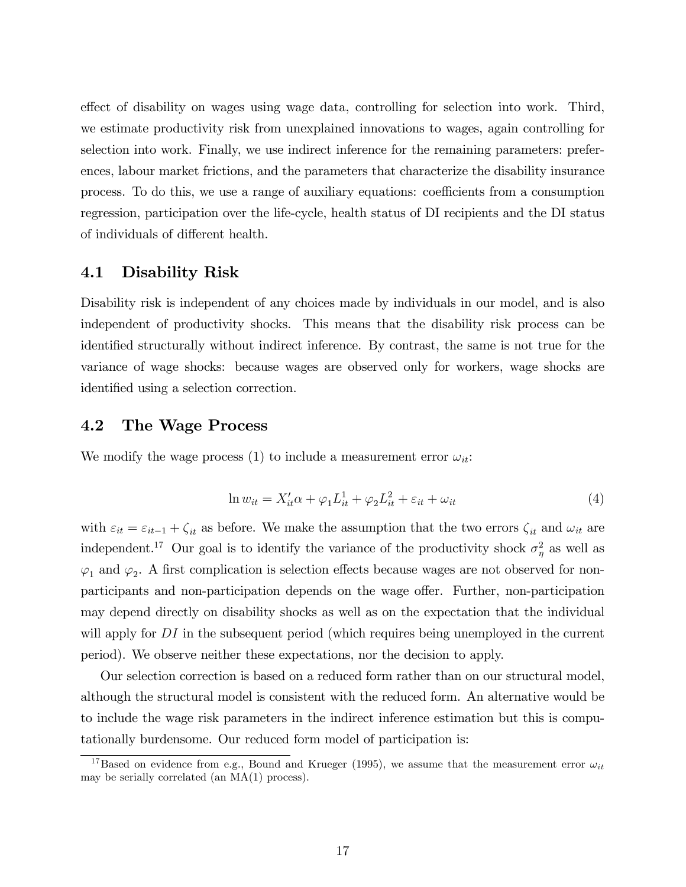effect of disability on wages using wage data, controlling for selection into work. Third, we estimate productivity risk from unexplained innovations to wages, again controlling for selection into work. Finally, we use indirect inference for the remaining parameters: preferences, labour market frictions, and the parameters that characterize the disability insurance process. To do this, we use a range of auxiliary equations: coefficients from a consumption regression, participation over the life-cycle, health status of DI recipients and the DI status of individuals of different health.

## 4.1 Disability Risk

Disability risk is independent of any choices made by individuals in our model, and is also independent of productivity shocks. This means that the disability risk process can be identified structurally without indirect inference. By contrast, the same is not true for the variance of wage shocks: because wages are observed only for workers, wage shocks are identified using a selection correction.

## 4.2 The Wage Process

We modify the wage process (1) to include a measurement error $\omega_{it}$:

$$\ln w_{it} = X_{it}'\alpha + \varphi_1 L_{it}^1 + \varphi_2 L_{it}^2 + \varepsilon_{it} + \omega_{it} \tag{4}$$

with $\varepsilon_{it} = \varepsilon_{it-1} + \zeta_{it}$ as before. We make the assumption that the two errors $\zeta_{it}$ and $\omega_{it}$ are independent.[17] Our goal is to identify the variance of the productivity shock $\sigma_\eta^2$ as well as $\varphi_1$ and $\varphi_2$. A first complication is selection effects because wages are not observed for non-participants and non-participation depends on the wage offer. Further, non-participation may depend directly on disability shocks as well as on the expectation that the individual will apply for $DI$ in the subsequent period (which requires being unemployed in the current period). We observe neither these expectations, nor the decision to apply.

Our selection correction is based on a reduced form rather than on our structural model, although the structural model is consistent with the reduced form. An alternative would be to include the wage risk parameters in the indirect inference estimation but this is computationally burdensome. Our reduced form model of participation is:

[17] Based on evidence from e.g., Bound and Krueger (1995), we assume that the measurement error $\omega_{it}$ may be serially correlated (an MA(1) process).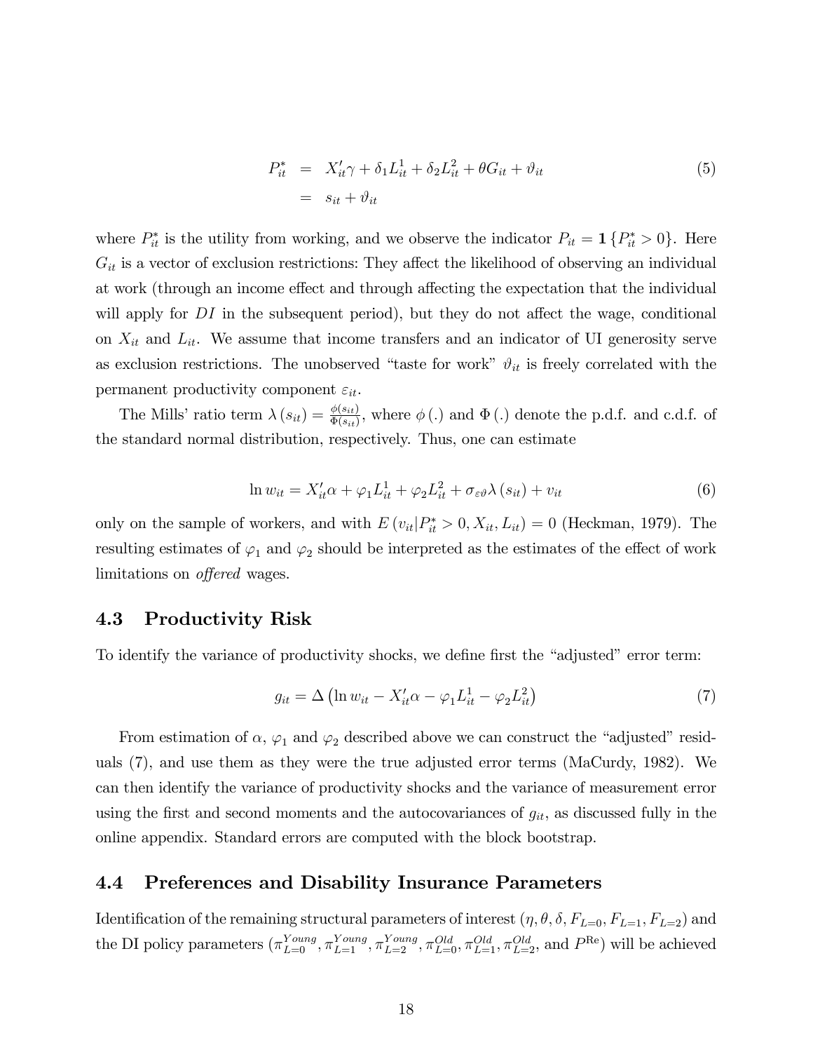$$
\begin{aligned}
P_{it}^{*} &= X_{it}'\gamma + \delta_1 L_{it}^1 + \delta_2 L_{it}^2 + \theta G_{it} + \vartheta_{it} \\
&= s_{it} + \vartheta_{it}
\end{aligned} \tag{5}
$$

where $P_{it}^{*}$ is the utility from working, and we observe the indicator $P_{it} = \mathbf{1}\{P_{it}^{*} > 0\}$. Here $G_{it}$ is a vector of exclusion restrictions: They affect the likelihood of observing an individual at work (through an income effect and through affecting the expectation that the individual will apply for $DI$ in the subsequent period), but they do not affect the wage, conditional on $X_{it}$ and $L_{it}$. We assume that income transfers and an indicator of UI generosity serve as exclusion restrictions. The unobserved "taste for work" $\vartheta_{it}$ is freely correlated with the permanent productivity component $\varepsilon_{it}$.

The Mills' ratio term $\lambda(s_{it}) = \frac{\phi(s_{it})}{\Phi(s_{it})}$, where $\phi(.)$ and $\Phi(.)$ denote the p.d.f. and c.d.f. of the standard normal distribution, respectively. Thus, one can estimate

$$
\ln w_{it} = X_{it}'\alpha + \varphi_1 L_{it}^1 + \varphi_2 L_{it}^2 + \sigma_{\varepsilon\vartheta}\lambda(s_{it}) + v_{it} \tag{6}
$$

only on the sample of workers, and with $E(v_{it}|P_{it}^{*} > 0, X_{it}, L_{it}) = 0$ (Heckman, 1979). The resulting estimates of $\varphi_1$ and $\varphi_2$ should be interpreted as the estimates of the effect of work limitations on *offered* wages.

## 4.3 Productivity Risk

To identify the variance of productivity shocks, we define first the "adjusted" error term:

$$
g_{it} = \Delta\left(\ln w_{it} - X_{it}'\alpha - \varphi_1 L_{it}^1 - \varphi_2 L_{it}^2\right) \tag{7}
$$

From estimation of $\alpha$, $\varphi_1$ and $\varphi_2$ described above we can construct the "adjusted" residuals (7), and use them as they were the true adjusted error terms (MaCurdy, 1982). We can then identify the variance of productivity shocks and the variance of measurement error using the first and second moments and the autocovariances of $g_{it}$, as discussed fully in the online appendix. Standard errors are computed with the block bootstrap.

## 4.4 Preferences and Disability Insurance Parameters

Identification of the remaining structural parameters of interest ($\eta, \theta, \delta, F_{L=0}, F_{L=1}, F_{L=2}$) and the DI policy parameters ($\pi_{L=0}^{Young}, \pi_{L=1}^{Young}, \pi_{L=2}^{Young}, \pi_{L=0}^{Old}, \pi_{L=1}^{Old}, \pi_{L=2}^{Old}$, and $P^{\text{Re}}$) will be achieved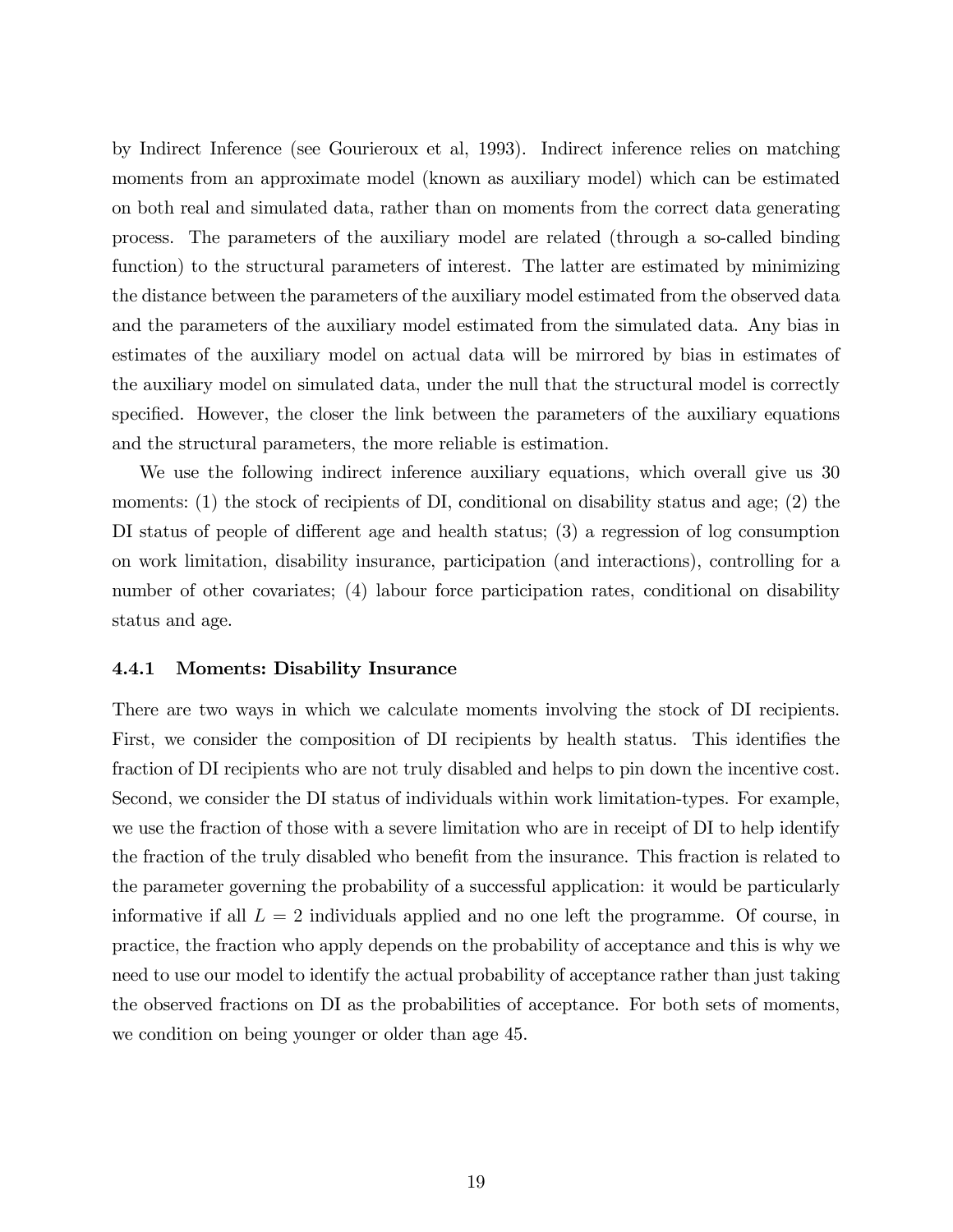by Indirect Inference (see Gourieroux et al, 1993). Indirect inference relies on matching moments from an approximate model (known as auxiliary model) which can be estimated on both real and simulated data, rather than on moments from the correct data generating process. The parameters of the auxiliary model are related (through a so-called binding function) to the structural parameters of interest. The latter are estimated by minimizing the distance between the parameters of the auxiliary model estimated from the observed data and the parameters of the auxiliary model estimated from the simulated data. Any bias in estimates of the auxiliary model on actual data will be mirrored by bias in estimates of the auxiliary model on simulated data, under the null that the structural model is correctly specified. However, the closer the link between the parameters of the auxiliary equations and the structural parameters, the more reliable is estimation.

We use the following indirect inference auxiliary equations, which overall give us 30 moments: (1) the stock of recipients of DI, conditional on disability status and age; (2) the DI status of people of different age and health status; (3) a regression of log consumption on work limitation, disability insurance, participation (and interactions), controlling for a number of other covariates; (4) labour force participation rates, conditional on disability status and age.

### 4.4.1 Moments: Disability Insurance

There are two ways in which we calculate moments involving the stock of DI recipients. First, we consider the composition of DI recipients by health status. This identifies the fraction of DI recipients who are not truly disabled and helps to pin down the incentive cost. Second, we consider the DI status of individuals within work limitation-types. For example, we use the fraction of those with a severe limitation who are in receipt of DI to help identify the fraction of the truly disabled who benefit from the insurance. This fraction is related to the parameter governing the probability of a successful application: it would be particularly informative if all $L = 2$ individuals applied and no one left the programme. Of course, in practice, the fraction who apply depends on the probability of acceptance and this is why we need to use our model to identify the actual probability of acceptance rather than just taking the observed fractions on DI as the probabilities of acceptance. For both sets of moments, we condition on being younger or older than age 45.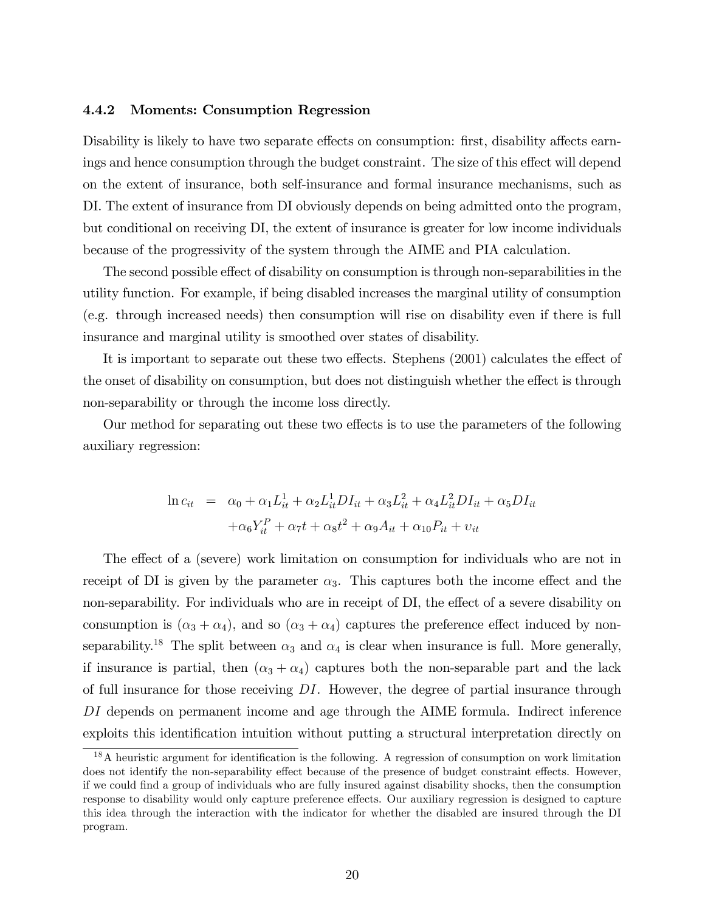### 4.4.2 Moments: Consumption Regression

Disability is likely to have two separate effects on consumption: first, disability affects earnings and hence consumption through the budget constraint. The size of this effect will depend on the extent of insurance, both self-insurance and formal insurance mechanisms, such as DI. The extent of insurance from DI obviously depends on being admitted onto the program, but conditional on receiving DI, the extent of insurance is greater for low income individuals because of the progressivity of the system through the AIME and PIA calculation.

The second possible effect of disability on consumption is through non-separabilities in the utility function. For example, if being disabled increases the marginal utility of consumption (e.g. through increased needs) then consumption will rise on disability even if there is full insurance and marginal utility is smoothed over states of disability.

It is important to separate out these two effects. Stephens (2001) calculates the effect of the onset of disability on consumption, but does not distinguish whether the effect is through non-separability or through the income loss directly.

Our method for separating out these two effects is to use the parameters of the following auxiliary regression:

$$
\begin{aligned}
\ln c_{it} &= \alpha_0 + \alpha_1 L^1_{it} + \alpha_2 L^1_{it} DI_{it} + \alpha_3 L^2_{it} + \alpha_4 L^2_{it} DI_{it} + \alpha_5 DI_{it} \\
&\quad + \alpha_6 Y^P_{it} + \alpha_7 t + \alpha_8 t^2 + \alpha_9 A_{it} + \alpha_{10} P_{it} + \upsilon_{it}
\end{aligned}
$$

The effect of a (severe) work limitation on consumption for individuals who are not in receipt of DI is given by the parameter $\alpha_3$. This captures both the income effect and the non-separability. For individuals who are in receipt of DI, the effect of a severe disability on consumption is $(\alpha_3 + \alpha_4)$, and so $(\alpha_3 + \alpha_4)$ captures the preference effect induced by non-separability.[18] The split between $\alpha_3$ and $\alpha_4$ is clear when insurance is full. More generally, if insurance is partial, then $(\alpha_3 + \alpha_4)$ captures both the non-separable part and the lack of full insurance for those receiving $DI$. However, the degree of partial insurance through $DI$ depends on permanent income and age through the AIME formula. Indirect inference exploits this identification intuition without putting a structural interpretation directly on

[18] A heuristic argument for identification is the following. A regression of consumption on work limitation does not identify the non-separability effect because of the presence of budget constraint effects. However, if we could find a group of individuals who are fully insured against disability shocks, then the consumption response to disability would only capture preference effects. Our auxiliary regression is designed to capture this idea through the interaction with the indicator for whether the disabled are insured through the DI program.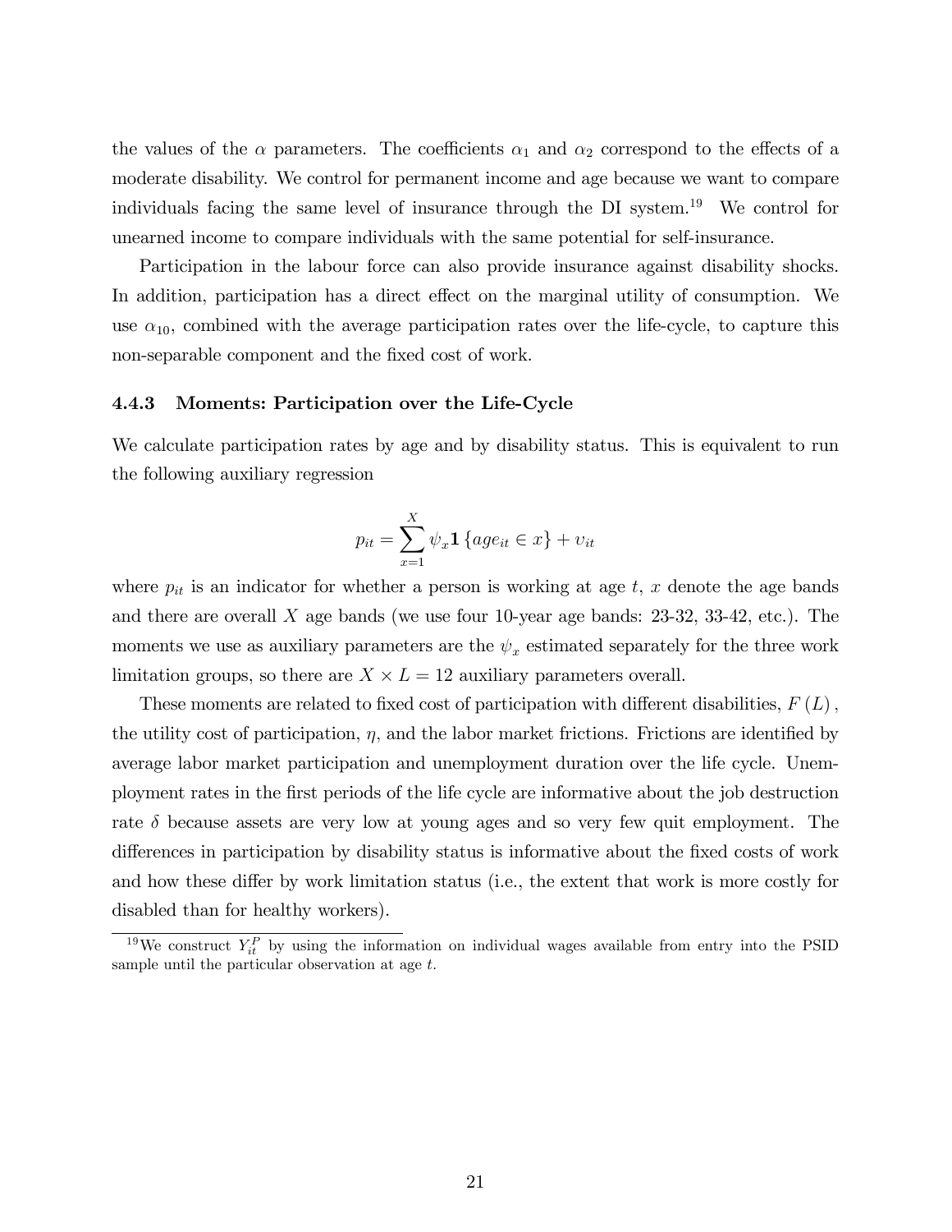the values of the $\alpha$ parameters. The coefficients $\alpha_1$ and $\alpha_2$ correspond to the effects of a moderate disability. We control for permanent income and age because we want to compare individuals facing the same level of insurance through the DI system.[19] We control for unearned income to compare individuals with the same potential for self-insurance.

Participation in the labour force can also provide insurance against disability shocks. In addition, participation has a direct effect on the marginal utility of consumption. We use $\alpha_{10}$, combined with the average participation rates over the life-cycle, to capture this non-separable component and the fixed cost of work.

### 4.4.3 Moments: Participation over the Life-Cycle

We calculate participation rates by age and by disability status. This is equivalent to run the following auxiliary regression

$$p_{it} = \sum_{x=1}^{X} \psi_x \mathbf{1}\left\{age_{it} \in x\right\} + \upsilon_{it}$$

where $p_{it}$ is an indicator for whether a person is working at age $t$, $x$ denote the age bands and there are overall $X$ age bands (we use four 10-year age bands: 23-32, 33-42, etc.). The moments we use as auxiliary parameters are the $\psi_x$ estimated separately for the three work limitation groups, so there are $X \times L = 12$ auxiliary parameters overall.

These moments are related to fixed cost of participation with different disabilities, $F(L)$, the utility cost of participation, $\eta$, and the labor market frictions. Frictions are identified by average labor market participation and unemployment duration over the life cycle. Unemployment rates in the first periods of the life cycle are informative about the job destruction rate $\delta$ because assets are very low at young ages and so very few quit employment. The differences in participation by disability status is informative about the fixed costs of work and how these differ by work limitation status (i.e., the extent that work is more costly for disabled than for healthy workers).

[19] We construct $Y_{it}^P$ by using the information on individual wages available from entry into the PSID sample until the particular observation at age $t$.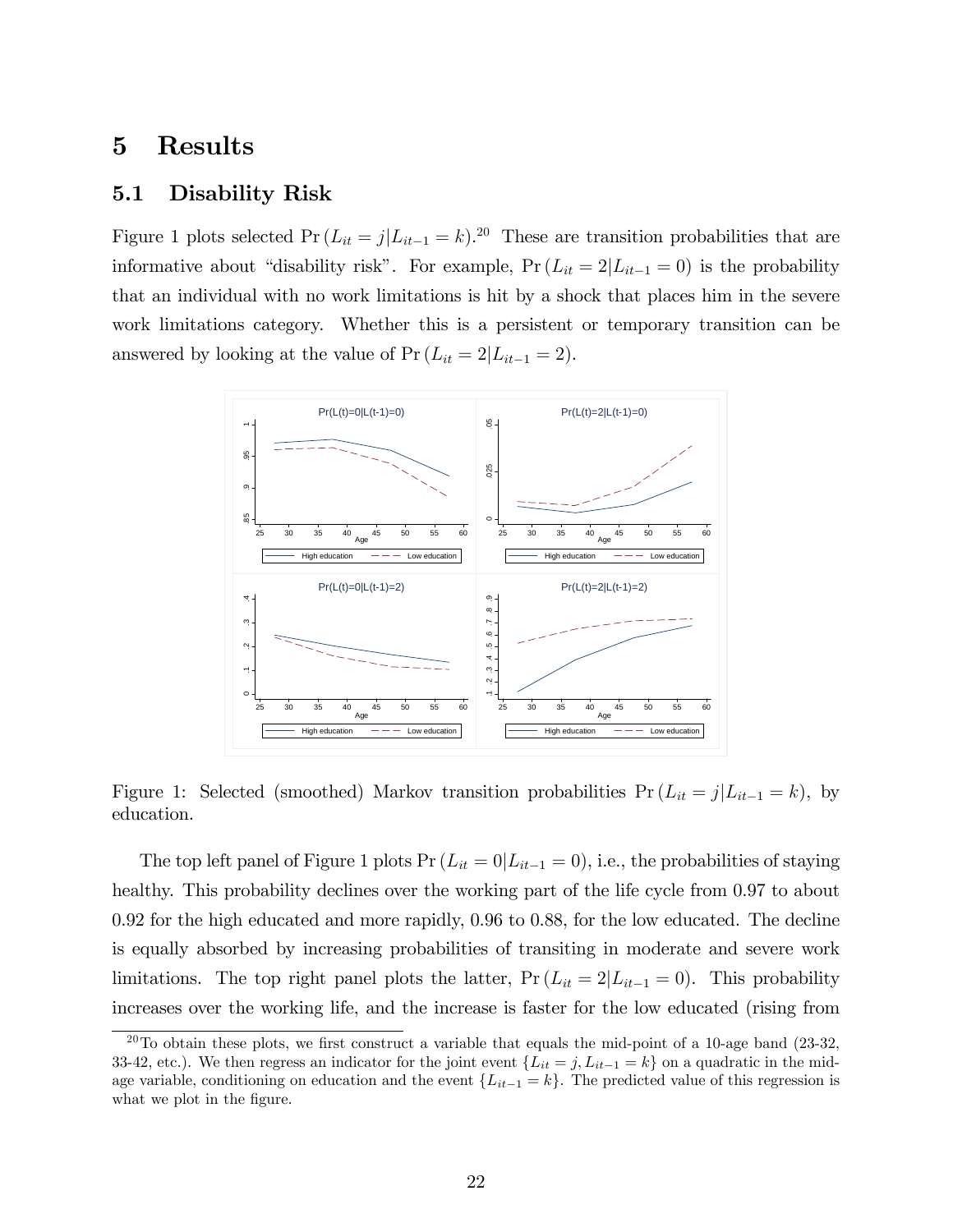# 5 Results

## 5.1 Disability Risk

Figure 1 plots selected $\Pr(L_{it} = j | L_{it-1} = k)$.[20] These are transition probabilities that are informative about "disability risk". For example, $\Pr(L_{it} = 2 | L_{it-1} = 0)$ is the probability that an individual with no work limitations is hit by a shock that places him in the severe work limitations category. Whether this is a persistent or temporary transition can be answered by looking at the value of $\Pr(L_{it} = 2 | L_{it-1} = 2)$.

Figure 1: Selected (smoothed) Markov transition probabilities $\Pr(L_{it} = j | L_{it-1} = k)$, by education.

The top left panel of Figure 1 plots $\Pr(L_{it} = 0 | L_{it-1} = 0)$, i.e., the probabilities of staying healthy. This probability declines over the working part of the life cycle from 0.97 to about 0.92 for the high educated and more rapidly, 0.96 to 0.88, for the low educated. The decline is equally absorbed by increasing probabilities of transiting in moderate and severe work limitations. The top right panel plots the latter, $\Pr(L_{it} = 2 | L_{it-1} = 0)$. This probability increases over the working life, and the increase is faster for the low educated (rising from

[20] To obtain these plots, we first construct a variable that equals the mid-point of a 10-age band (23-32, 33-42, etc.). We then regress an indicator for the joint event $\{L_{it} = j, L_{it-1} = k\}$ on a quadratic in the mid-age variable, conditioning on education and the event $\{L_{it-1} = k\}$. The predicted value of this regression is what we plot in the figure.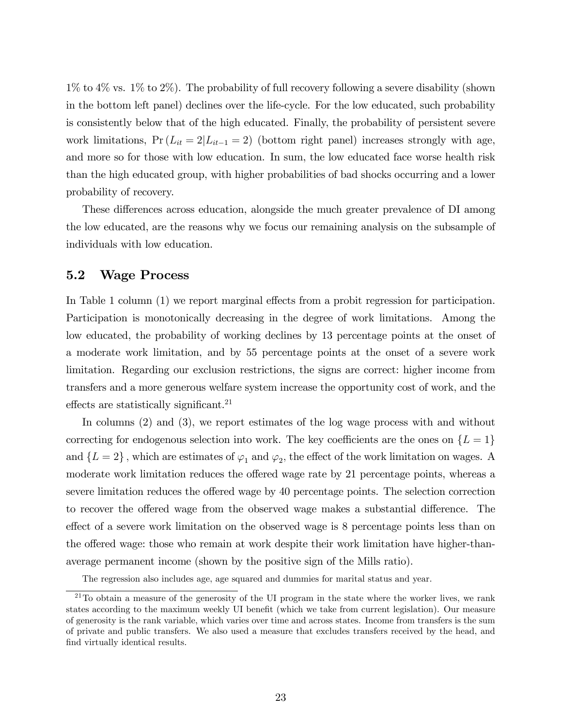1% to 4% vs. 1% to 2%). The probability of full recovery following a severe disability (shown in the bottom left panel) declines over the life-cycle. For the low educated, such probability is consistently below that of the high educated. Finally, the probability of persistent severe work limitations, $\Pr(L_{it} = 2 | L_{it-1} = 2)$ (bottom right panel) increases strongly with age, and more so for those with low education. In sum, the low educated face worse health risk than the high educated group, with higher probabilities of bad shocks occurring and a lower probability of recovery.

These differences across education, alongside the much greater prevalence of DI among the low educated, are the reasons why we focus our remaining analysis on the subsample of individuals with low education.

## 5.2 Wage Process

In Table 1 column (1) we report marginal effects from a probit regression for participation. Participation is monotonically decreasing in the degree of work limitations. Among the low educated, the probability of working declines by 13 percentage points at the onset of a moderate work limitation, and by 55 percentage points at the onset of a severe work limitation. Regarding our exclusion restrictions, the signs are correct: higher income from transfers and a more generous welfare system increase the opportunity cost of work, and the effects are statistically significant.[21]

In columns (2) and (3), we report estimates of the log wage process with and without correcting for endogenous selection into work. The key coefficients are the ones on $\{L = 1\}$ and $\{L = 2\}$, which are estimates of $\varphi_1$ and $\varphi_2$, the effect of the work limitation on wages. A moderate work limitation reduces the offered wage rate by 21 percentage points, whereas a severe limitation reduces the offered wage by 40 percentage points. The selection correction to recover the offered wage from the observed wage makes a substantial difference. The effect of a severe work limitation on the observed wage is 8 percentage points less than on the offered wage: those who remain at work despite their work limitation have higher-than-average permanent income (shown by the positive sign of the Mills ratio).

The regression also includes age, age squared and dummies for marital status and year.

[21] To obtain a measure of the generosity of the UI program in the state where the worker lives, we rank states according to the maximum weekly UI benefit (which we take from current legislation). Our measure of generosity is the rank variable, which varies over time and across states. Income from transfers is the sum of private and public transfers. We also used a measure that excludes transfers received by the head, and find virtually identical results.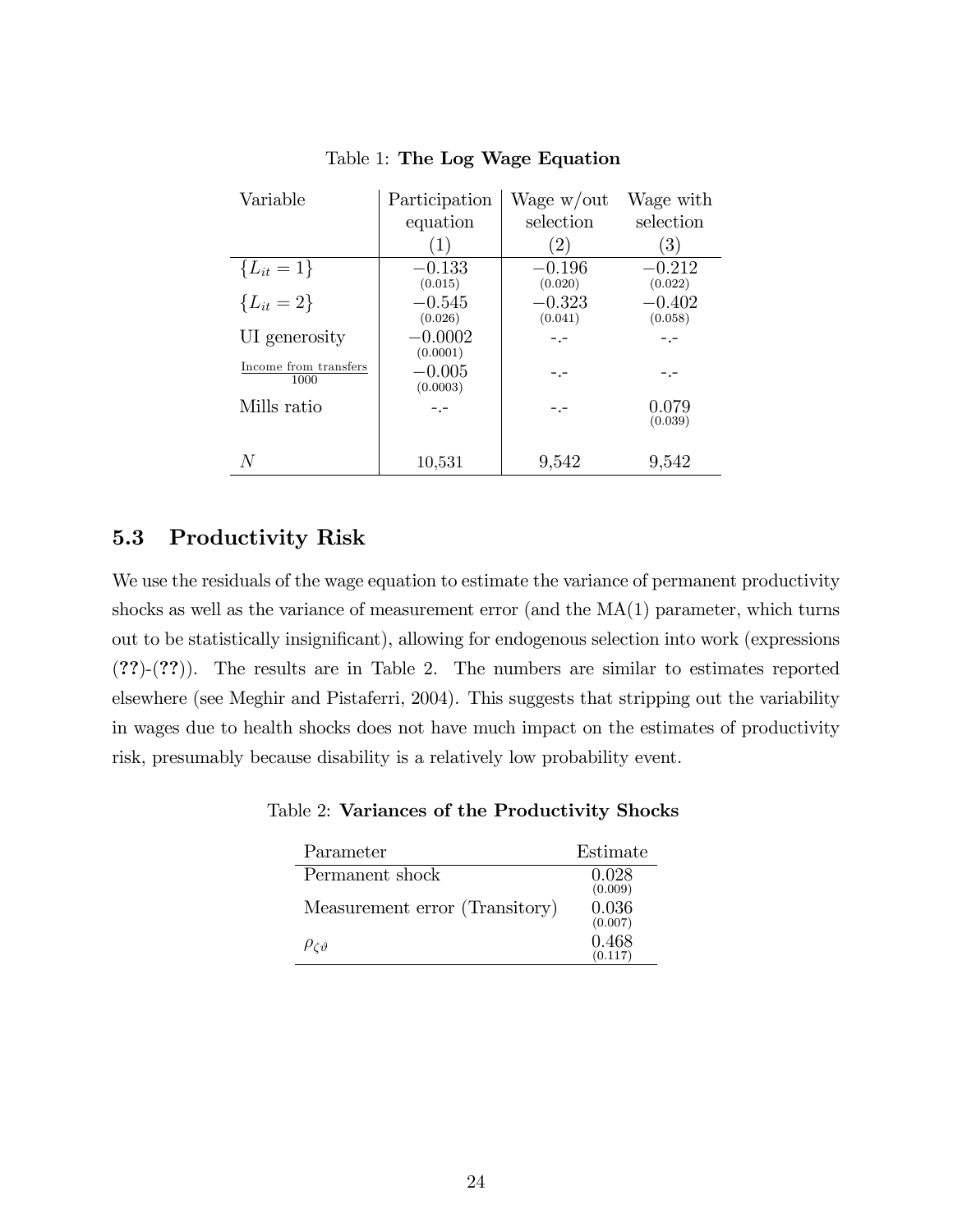Table 1: **The Log Wage Equation**

| Variable | Participation equation (1) | Wage w/out selection (2) | Wage with selection (3) |
|---|---|---|---|
| $\{L_{it} = 1\}$ | $-0.133$ (0.015) | $-0.196$ (0.020) | $-0.212$ (0.022) |
| $\{L_{it} = 2\}$ | $-0.545$ (0.026) | $-0.323$ (0.041) | $-0.402$ (0.058) |
| UI generosity | $-0.0002$ (0.0001) | -.- | -.- |
| $\frac{\text{Income from transfers}}{1000}$ | $-0.005$ (0.0003) | -.- | -.- |
| Mills ratio | -.- | -.- | 0.079 (0.039) |
| $N$ | 10,531 | 9,542 | 9,542 |

## 5.3 Productivity Risk

We use the residuals of the wage equation to estimate the variance of permanent productivity shocks as well as the variance of measurement error (and the MA(1) parameter, which turns out to be statistically insignificant), allowing for endogenous selection into work (expressions (**??**)-(**??**)). The results are in Table 2. The numbers are similar to estimates reported elsewhere (see Meghir and Pistaferri, 2004). This suggests that stripping out the variability in wages due to health shocks does not have much impact on the estimates of productivity risk, presumably because disability is a relatively low probability event.

Table 2: **Variances of the Productivity Shocks**

| Parameter | Estimate |
|---|---|
| Permanent shock | 0.028 (0.009) |
| Measurement error (Transitory) | 0.036 (0.007) |
| $\rho_{\zeta\vartheta}$ | 0.468 (0.117) |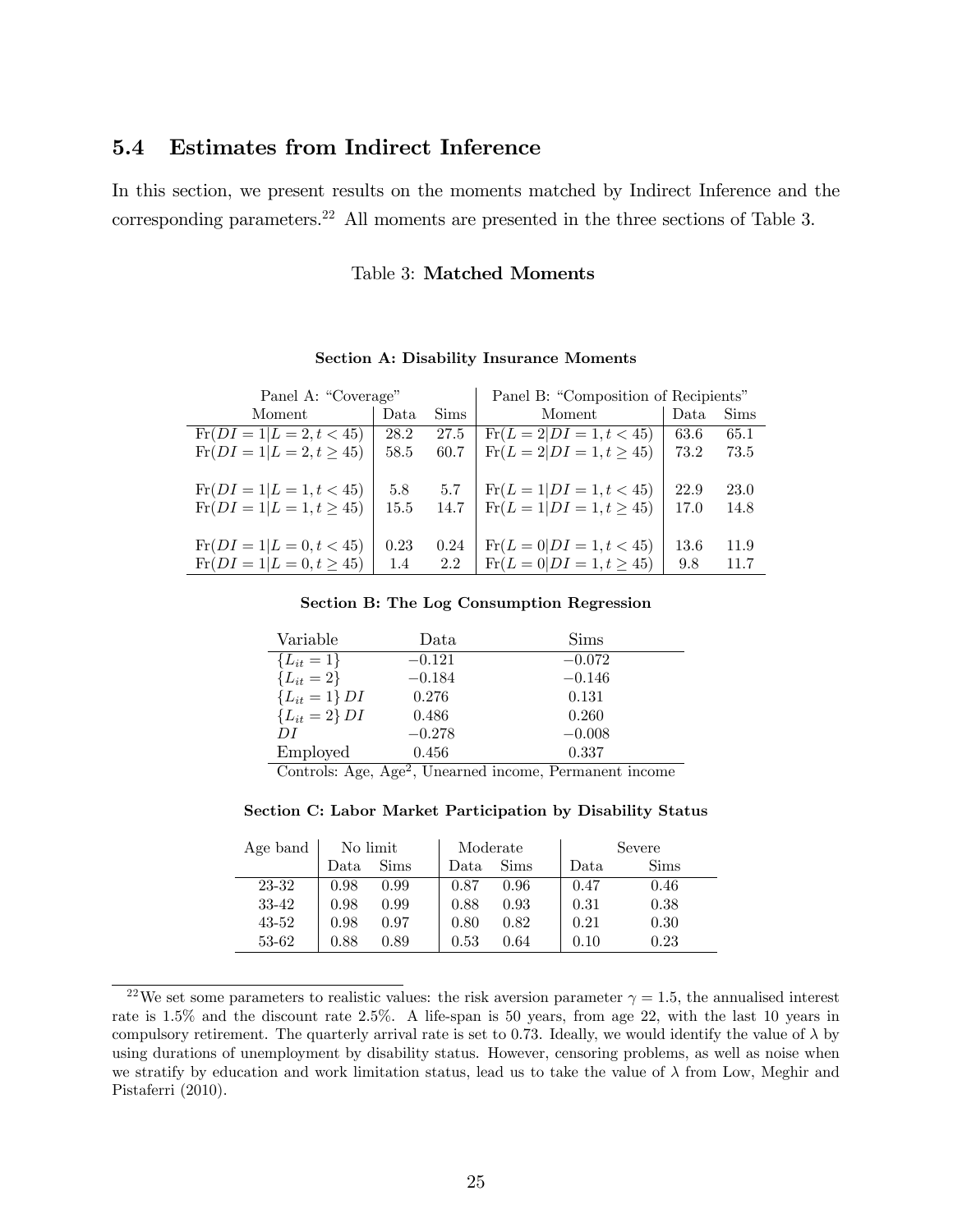### 5.4 Estimates from Indirect Inference

In this section, we present results on the moments matched by Indirect Inference and the corresponding parameters.[22] All moments are presented in the three sections of Table 3.

Table 3: **Matched Moments**

**Section A: Disability Insurance Moments**

| Panel A: "Coverage" | | | Panel B: "Composition of Recipients" | | |
|---|---|---|---|---|---|
| Moment | Data | Sims | Moment | Data | Sims |
| $\text{Fr}(DI = 1 \mid L = 2, t < 45)$ | 28.2 | 27.5 | $\text{Fr}(L = 2 \mid DI = 1, t < 45)$ | 63.6 | 65.1 |
| $\text{Fr}(DI = 1 \mid L = 2, t \geq 45)$ | 58.5 | 60.7 | $\text{Fr}(L = 2 \mid DI = 1, t \geq 45)$ | 73.2 | 73.5 |
| $\text{Fr}(DI = 1 \mid L = 1, t < 45)$ | 5.8 | 5.7 | $\text{Fr}(L = 1 \mid DI = 1, t < 45)$ | 22.9 | 23.0 |
| $\text{Fr}(DI = 1 \mid L = 1, t \geq 45)$ | 15.5 | 14.7 | $\text{Fr}(L = 1 \mid DI = 1, t \geq 45)$ | 17.0 | 14.8 |
| $\text{Fr}(DI = 1 \mid L = 0, t < 45)$ | 0.23 | 0.24 | $\text{Fr}(L = 0 \mid DI = 1, t < 45)$ | 13.6 | 11.9 |
| $\text{Fr}(DI = 1 \mid L = 0, t \geq 45)$ | 1.4 | 2.2 | $\text{Fr}(L = 0 \mid DI = 1, t \geq 45)$ | 9.8 | 11.7 |

**Section B: The Log Consumption Regression**

| Variable | Data | Sims |
|---|---|---|
| $\{L_{it} = 1\}$ | $-0.121$ | $-0.072$ |
| $\{L_{it} = 2\}$ | $-0.184$ | $-0.146$ |
| $\{L_{it} = 1\}\, DI$ | 0.276 | 0.131 |
| $\{L_{it} = 2\}\, DI$ | 0.486 | 0.260 |
| $DI$ | $-0.278$ | $-0.008$ |
| Employed | 0.456 | 0.337 |

Controls: Age, Age$^2$, Unearned income, Permanent income

**Section C: Labor Market Participation by Disability Status**

| Age band | No limit | | Moderate | | Severe | |
|---|---|---|---|---|---|---|
| | Data | Sims | Data | Sims | Data | Sims |
| 23-32 | 0.98 | 0.99 | 0.87 | 0.96 | 0.47 | 0.46 |
| 33-42 | 0.98 | 0.99 | 0.88 | 0.93 | 0.31 | 0.38 |
| 43-52 | 0.98 | 0.97 | 0.80 | 0.82 | 0.21 | 0.30 |
| 53-62 | 0.88 | 0.89 | 0.53 | 0.64 | 0.10 | 0.23 |

[22] We set some parameters to realistic values: the risk aversion parameter $\gamma = 1.5$, the annualised interest rate is 1.5% and the discount rate 2.5%. A life-span is 50 years, from age 22, with the last 10 years in compulsory retirement. The quarterly arrival rate is set to 0.73. Ideally, we would identify the value of $\lambda$ by using durations of unemployment by disability status. However, censoring problems, as well as noise when we stratify by education and work limitation status, lead us to take the value of $\lambda$ from Low, Meghir and Pistaferri (2010).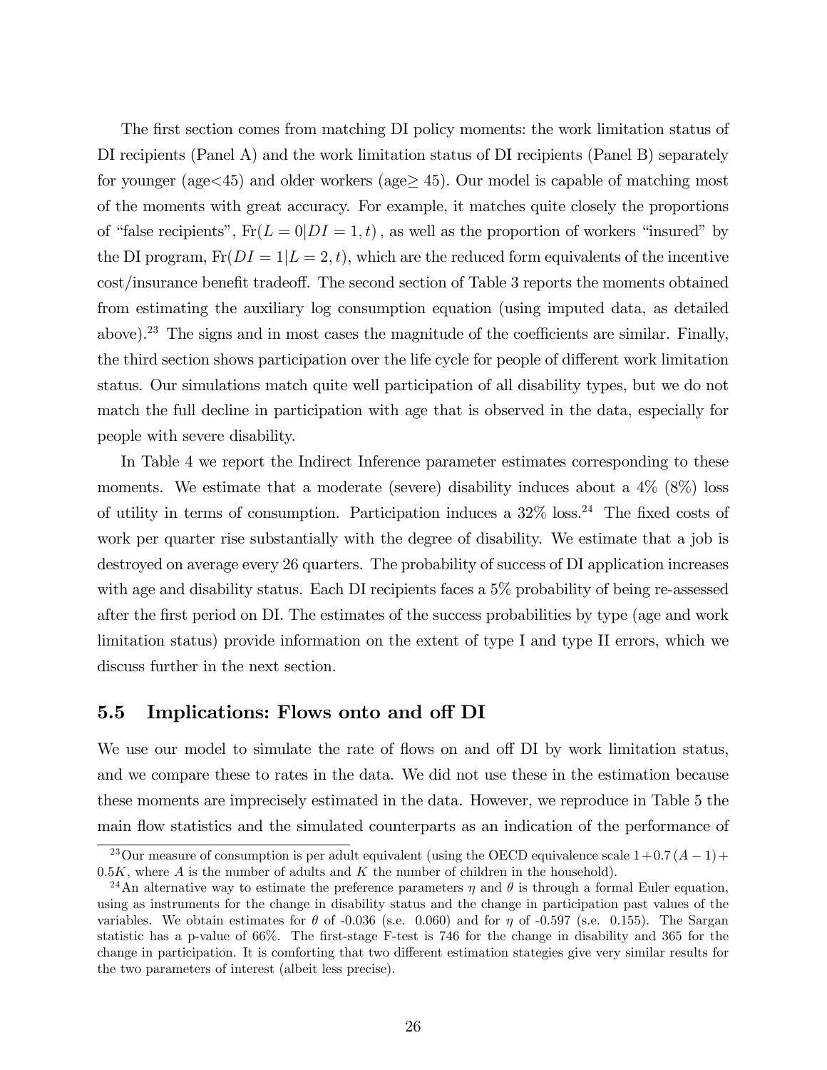The first section comes from matching DI policy moments: the work limitation status of DI recipients (Panel A) and the work limitation status of DI recipients (Panel B) separately for younger (age<45) and older workers (age$\geq$ 45). Our model is capable of matching most of the moments with great accuracy. For example, it matches quite closely the proportions of "false recipients", $\text{Fr}(L = 0|DI = 1, t)$ , as well as the proportion of workers "insured" by the DI program, $\text{Fr}(DI = 1|L = 2, t)$, which are the reduced form equivalents of the incentive cost/insurance benefit tradeoff. The second section of Table 3 reports the moments obtained from estimating the auxiliary log consumption equation (using imputed data, as detailed above).[23] The signs and in most cases the magnitude of the coefficients are similar. Finally, the third section shows participation over the life cycle for people of different work limitation status. Our simulations match quite well participation of all disability types, but we do not match the full decline in participation with age that is observed in the data, especially for people with severe disability.

In Table 4 we report the Indirect Inference parameter estimates corresponding to these moments. We estimate that a moderate (severe) disability induces about a 4% (8%) loss of utility in terms of consumption. Participation induces a 32% loss.[24] The fixed costs of work per quarter rise substantially with the degree of disability. We estimate that a job is destroyed on average every 26 quarters. The probability of success of DI application increases with age and disability status. Each DI recipients faces a 5% probability of being re-assessed after the first period on DI. The estimates of the success probabilities by type (age and work limitation status) provide information on the extent of type I and type II errors, which we discuss further in the next section.

## 5.5 Implications: Flows onto and off DI

We use our model to simulate the rate of flows on and off DI by work limitation status, and we compare these to rates in the data. We did not use these in the estimation because these moments are imprecisely estimated in the data. However, we reproduce in Table 5 the main flow statistics and the simulated counterparts as an indication of the performance of

[23] Our measure of consumption is per adult equivalent (using the OECD equivalence scale $1+0.7\,(A-1)+0.5K$, where $A$ is the number of adults and $K$ the number of children in the household).

[24] An alternative way to estimate the preference parameters $\eta$ and $\theta$ is through a formal Euler equation, using as instruments for the change in disability status and the change in participation past values of the variables. We obtain estimates for $\theta$ of -0.036 (s.e. 0.060) and for $\eta$ of -0.597 (s.e. 0.155). The Sargan statistic has a p-value of 66%. The first-stage F-test is 746 for the change in disability and 365 for the change in participation. It is comforting that two different estimation stategies give very similar results for the two parameters of interest (albeit less precise).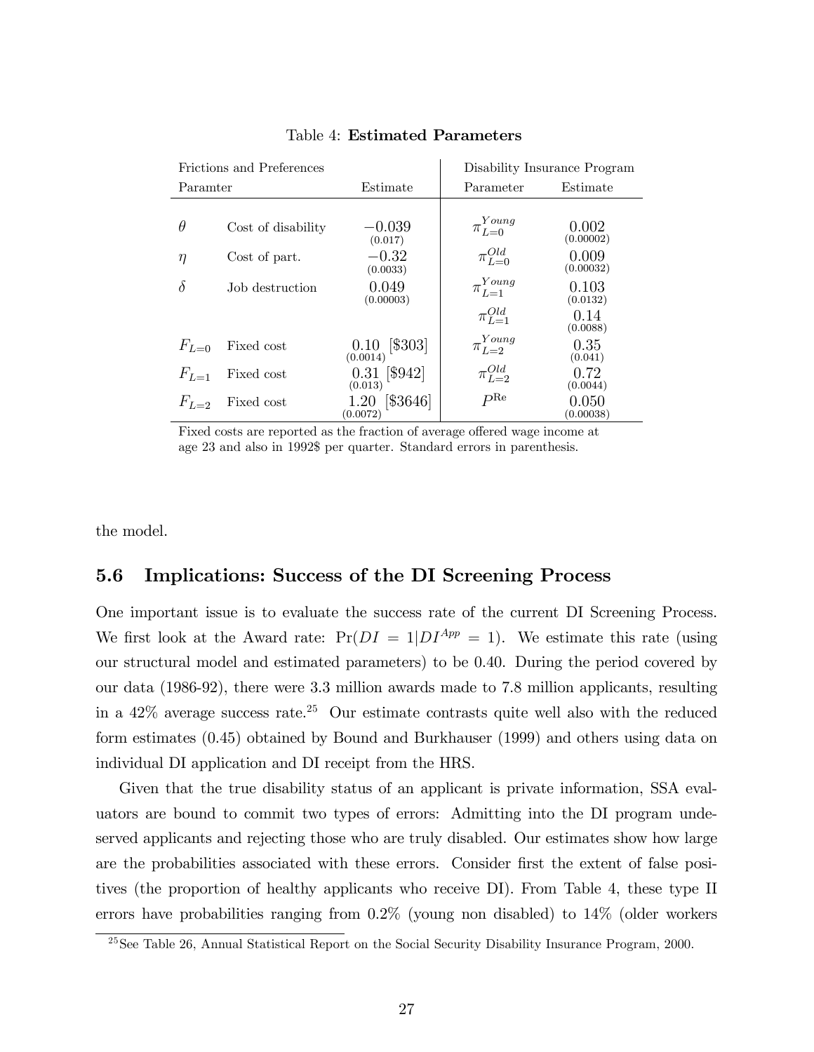Table 4: **Estimated Parameters**

| Frictions and Preferences | | | Disability Insurance Program | |
|---|---|---|---|---|
| Paramter | | Estimate | Parameter | Estimate |
| $\theta$ | Cost of disability | $-0.039$ (0.017) | $\pi_{L=0}^{Young}$ | 0.002 (0.00002) |
| $\eta$ | Cost of part. | $-0.32$ (0.0033) | $\pi_{L=0}^{Old}$ | 0.009 (0.00032) |
| $\delta$ | Job destruction | 0.049 (0.00003) | $\pi_{L=1}^{Young}$ | 0.103 (0.0132) |
| | | | $\pi_{L=1}^{Old}$ | 0.14 (0.0088) |
| $F_{L=0}$ | Fixed cost | 0.10 (0.0014) [$303] | $\pi_{L=2}^{Young}$ | 0.35 (0.041) |
| $F_{L=1}$ | Fixed cost | 0.31 (0.013) [$942] | $\pi_{L=2}^{Old}$ | 0.72 (0.0044) |
| $F_{L=2}$ | Fixed cost | 1.20 (0.0072) [$3646] | $P^{\text{Re}}$ | 0.050 (0.00038) |

Fixed costs are reported as the fraction of average offered wage income at age 23 and also in 1992$ per quarter. Standard errors in parenthesis.

the model.

## 5.6 Implications: Success of the DI Screening Process

One important issue is to evaluate the success rate of the current DI Screening Process. We first look at the Award rate: $\Pr(DI = 1|DI^{App} = 1)$. We estimate this rate (using our structural model and estimated parameters) to be 0.40. During the period covered by our data (1986-92), there were 3.3 million awards made to 7.8 million applicants, resulting in a 42% average success rate.[25] Our estimate contrasts quite well also with the reduced form estimates (0.45) obtained by Bound and Burkhauser (1999) and others using data on individual DI application and DI receipt from the HRS.

Given that the true disability status of an applicant is private information, SSA evaluators are bound to commit two types of errors: Admitting into the DI program undeserved applicants and rejecting those who are truly disabled. Our estimates show how large are the probabilities associated with these errors. Consider first the extent of false positives (the proportion of healthy applicants who receive DI). From Table 4, these type II errors have probabilities ranging from 0.2% (young non disabled) to 14% (older workers

[25] See Table 26, Annual Statistical Report on the Social Security Disability Insurance Program, 2000.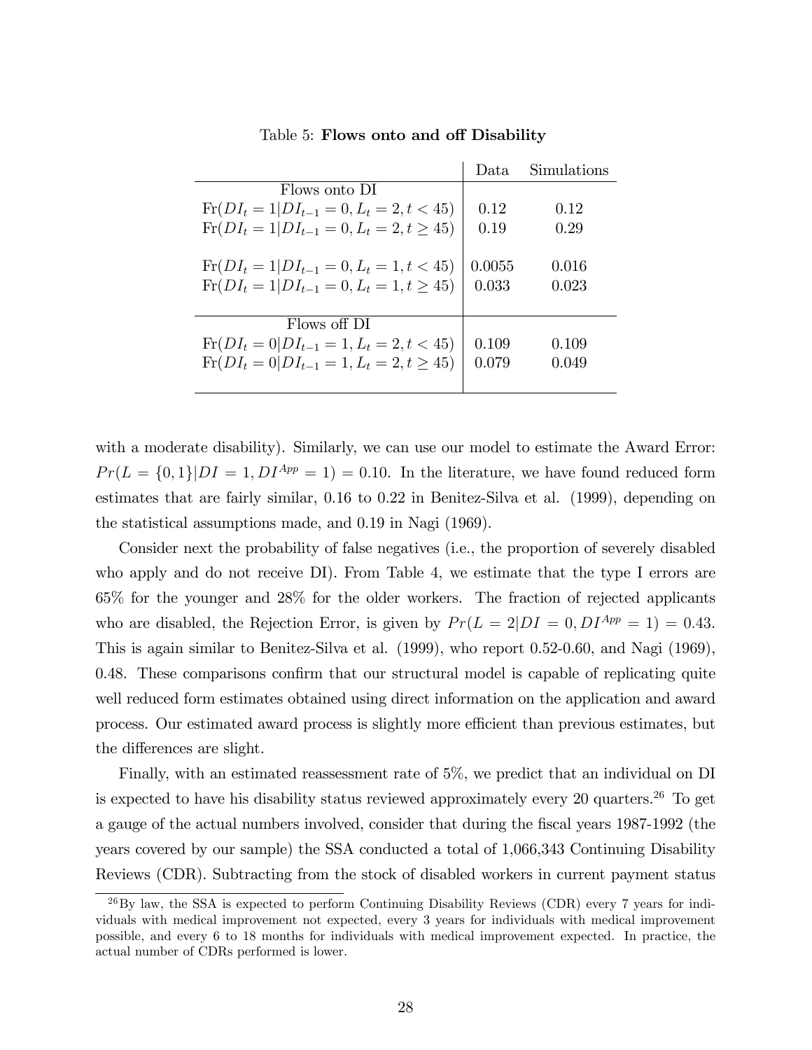Table 5: **Flows onto and off Disability**

| | Data | Simulations |
|---|---|---|
| Flows onto DI | | |
| $\text{Fr}(DI_t = 1 \mid DI_{t-1} = 0, L_t = 2, t < 45)$ | 0.12 | 0.12 |
| $\text{Fr}(DI_t = 1 \mid DI_{t-1} = 0, L_t = 2, t \geq 45)$ | 0.19 | 0.29 |
| $\text{Fr}(DI_t = 1 \mid DI_{t-1} = 0, L_t = 1, t < 45)$ | 0.0055 | 0.016 |
| $\text{Fr}(DI_t = 1 \mid DI_{t-1} = 0, L_t = 1, t \geq 45)$ | 0.033 | 0.023 |
| Flows off DI | | |
| $\text{Fr}(DI_t = 0 \mid DI_{t-1} = 1, L_t = 2, t < 45)$ | 0.109 | 0.109 |
| $\text{Fr}(DI_t = 0 \mid DI_{t-1} = 1, L_t = 2, t \geq 45)$ | 0.079 | 0.049 |

with a moderate disability). Similarly, we can use our model to estimate the Award Error: $Pr(L = \{0, 1\} | DI = 1, DI^{App} = 1) = 0.10$. In the literature, we have found reduced form estimates that are fairly similar, 0.16 to 0.22 in Benitez-Silva et al. (1999), depending on the statistical assumptions made, and 0.19 in Nagi (1969).

Consider next the probability of false negatives (i.e., the proportion of severely disabled who apply and do not receive DI). From Table 4, we estimate that the type I errors are 65% for the younger and 28% for the older workers. The fraction of rejected applicants who are disabled, the Rejection Error, is given by $Pr(L = 2|DI = 0, DI^{App} = 1) = 0.43$. This is again similar to Benitez-Silva et al. (1999), who report 0.52-0.60, and Nagi (1969), 0.48. These comparisons confirm that our structural model is capable of replicating quite well reduced form estimates obtained using direct information on the application and award process. Our estimated award process is slightly more efficient than previous estimates, but the differences are slight.

Finally, with an estimated reassessment rate of 5%, we predict that an individual on DI is expected to have his disability status reviewed approximately every 20 quarters.[26] To get a gauge of the actual numbers involved, consider that during the fiscal years 1987-1992 (the years covered by our sample) the SSA conducted a total of 1,066,343 Continuing Disability Reviews (CDR). Subtracting from the stock of disabled workers in current payment status

[26] By law, the SSA is expected to perform Continuing Disability Reviews (CDR) every 7 years for individuals with medical improvement not expected, every 3 years for individuals with medical improvement possible, and every 6 to 18 months for individuals with medical improvement expected. In practice, the actual number of CDRs performed is lower.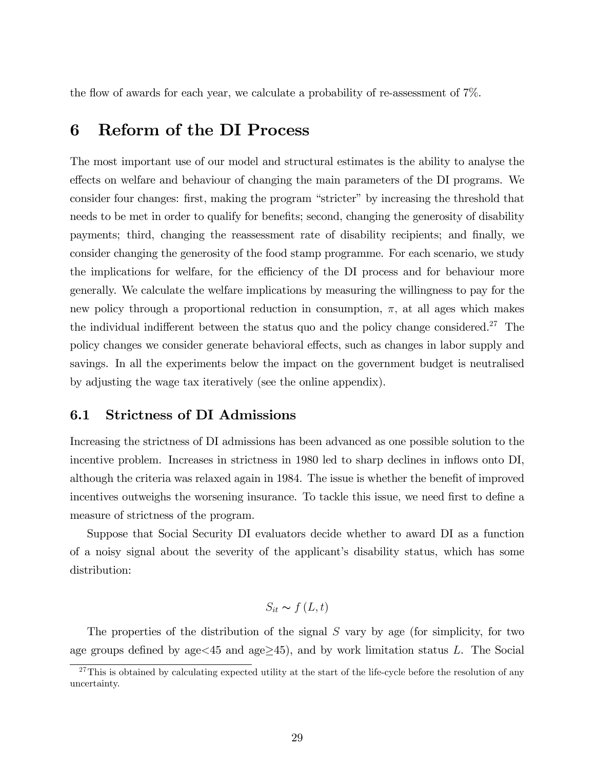the flow of awards for each year, we calculate a probability of re-assessment of 7%.

# 6 Reform of the DI Process

The most important use of our model and structural estimates is the ability to analyse the effects on welfare and behaviour of changing the main parameters of the DI programs. We consider four changes: first, making the program "stricter" by increasing the threshold that needs to be met in order to qualify for benefits; second, changing the generosity of disability payments; third, changing the reassessment rate of disability recipients; and finally, we consider changing the generosity of the food stamp programme. For each scenario, we study the implications for welfare, for the efficiency of the DI process and for behaviour more generally. We calculate the welfare implications by measuring the willingness to pay for the new policy through a proportional reduction in consumption, $\pi$, at all ages which makes the individual indifferent between the status quo and the policy change considered.[27] The policy changes we consider generate behavioral effects, such as changes in labor supply and savings. In all the experiments below the impact on the government budget is neutralised by adjusting the wage tax iteratively (see the online appendix).

## 6.1 Strictness of DI Admissions

Increasing the strictness of DI admissions has been advanced as one possible solution to the incentive problem. Increases in strictness in 1980 led to sharp declines in inflows onto DI, although the criteria was relaxed again in 1984. The issue is whether the benefit of improved incentives outweighs the worsening insurance. To tackle this issue, we need first to define a measure of strictness of the program.

Suppose that Social Security DI evaluators decide whether to award DI as a function of a noisy signal about the severity of the applicant's disability status, which has some distribution:

$$S_{it} \sim f(L, t)$$

The properties of the distribution of the signal $S$ vary by age (for simplicity, for two age groups defined by age<45 and age≥45), and by work limitation status $L$. The Social

[27] This is obtained by calculating expected utility at the start of the life-cycle before the resolution of any uncertainty.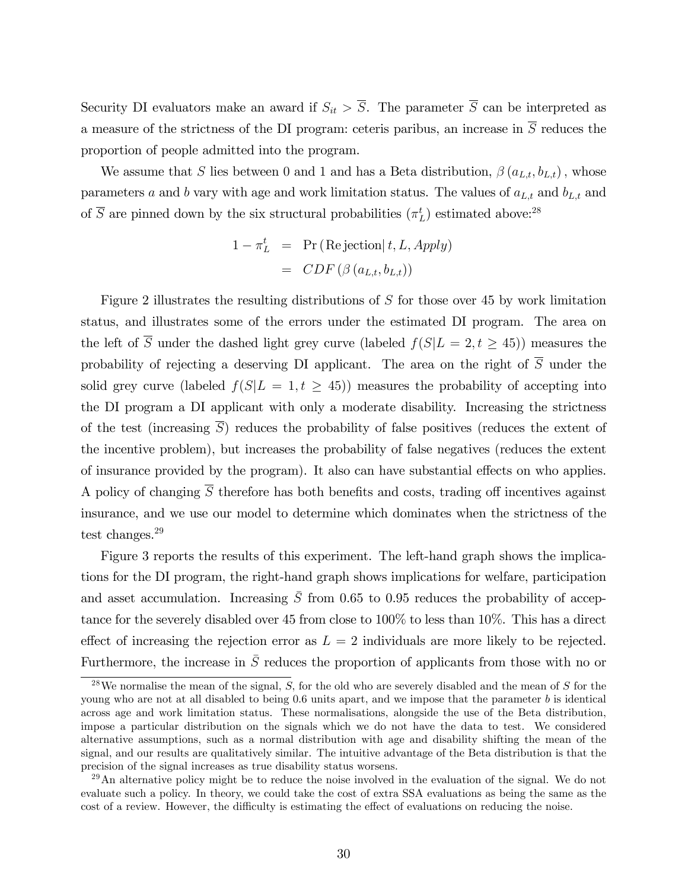Security DI evaluators make an award if $S_{it} > \overline{S}$. The parameter $\overline{S}$ can be interpreted as a measure of the strictness of the DI program: ceteris paribus, an increase in $\overline{S}$ reduces the proportion of people admitted into the program.

We assume that $S$ lies between 0 and 1 and has a Beta distribution, $\beta(a_{L,t}, b_{L,t})$, whose parameters $a$ and $b$ vary with age and work limitation status. The values of $a_{L,t}$ and $b_{L,t}$ and of $\overline{S}$ are pinned down by the six structural probabilities ($\pi_L^t$) estimated above:[28]

$$
\begin{aligned}
1 - \pi_L^t &= \Pr(\text{Rejection} | t, L, Apply) \\
&= CDF(\beta(a_{L,t}, b_{L,t}))
\end{aligned}
$$

Figure 2 illustrates the resulting distributions of $S$ for those over 45 by work limitation status, and illustrates some of the errors under the estimated DI program. The area on the left of $\overline{S}$ under the dashed light grey curve (labeled $f(S|L = 2, t \geq 45)$) measures the probability of rejecting a deserving DI applicant. The area on the right of $\overline{S}$ under the solid grey curve (labeled $f(S|L = 1, t \geq 45)$) measures the probability of accepting into the DI program a DI applicant with only a moderate disability. Increasing the strictness of the test (increasing $\overline{S}$) reduces the probability of false positives (reduces the extent of the incentive problem), but increases the probability of false negatives (reduces the extent of insurance provided by the program). It also can have substantial effects on who applies. A policy of changing $\overline{S}$ therefore has both benefits and costs, trading off incentives against insurance, and we use our model to determine which dominates when the strictness of the test changes.[29]

Figure 3 reports the results of this experiment. The left-hand graph shows the implications for the DI program, the right-hand graph shows implications for welfare, participation and asset accumulation. Increasing $\bar{S}$ from 0.65 to 0.95 reduces the probability of acceptance for the severely disabled over 45 from close to 100% to less than 10%. This has a direct effect of increasing the rejection error as $L = 2$ individuals are more likely to be rejected. Furthermore, the increase in $\bar{S}$ reduces the proportion of applicants from those with no or

---

[28] We normalise the mean of the signal, $S$, for the old who are severely disabled and the mean of $S$ for the young who are not at all disabled to being 0.6 units apart, and we impose that the parameter $b$ is identical across age and work limitation status. These normalisations, alongside the use of the Beta distribution, impose a particular distribution on the signals which we do not have the data to test. We considered alternative assumptions, such as a normal distribution with age and disability shifting the mean of the signal, and our results are qualitatively similar. The intuitive advantage of the Beta distribution is that the precision of the signal increases as true disability status worsens.

[29] An alternative policy might be to reduce the noise involved in the evaluation of the signal. We do not evaluate such a policy. In theory, we could take the cost of extra SSA evaluations as being the same as the cost of a review. However, the difficulty is estimating the effect of evaluations on reducing the noise.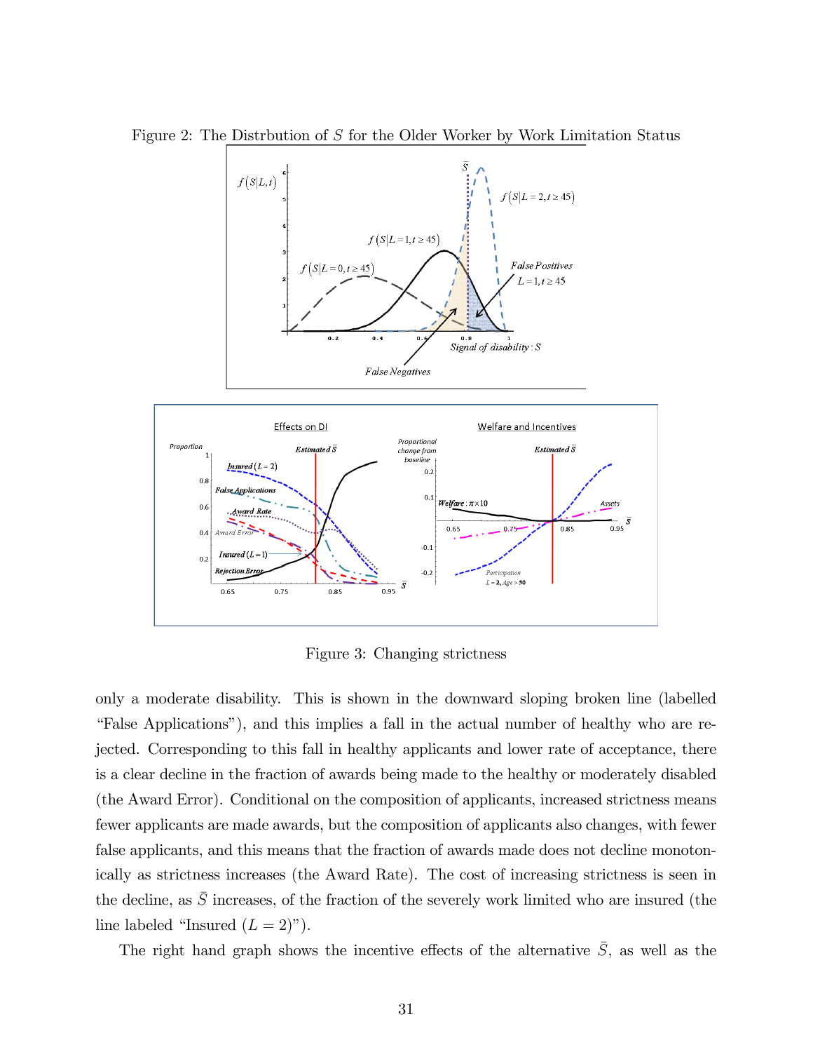Figure 2: The Distrbution of $S$ for the Older Worker by Work Limitation Status

Figure 3: Changing strictness

only a moderate disability. This is shown in the downward sloping broken line (labelled "False Applications"), and this implies a fall in the actual number of healthy who are rejected. Corresponding to this fall in healthy applicants and lower rate of acceptance, there is a clear decline in the fraction of awards being made to the healthy or moderately disabled (the Award Error). Conditional on the composition of applicants, increased strictness means fewer applicants are made awards, but the composition of applicants also changes, with fewer false applicants, and this means that the fraction of awards made does not decline monotonically as strictness increases (the Award Rate). The cost of increasing strictness is seen in the decline, as $\bar{S}$ increases, of the fraction of the severely work limited who are insured (the line labeled "Insured ($L = 2$)").

The right hand graph shows the incentive effects of the alternative $\bar{S}$, as well as the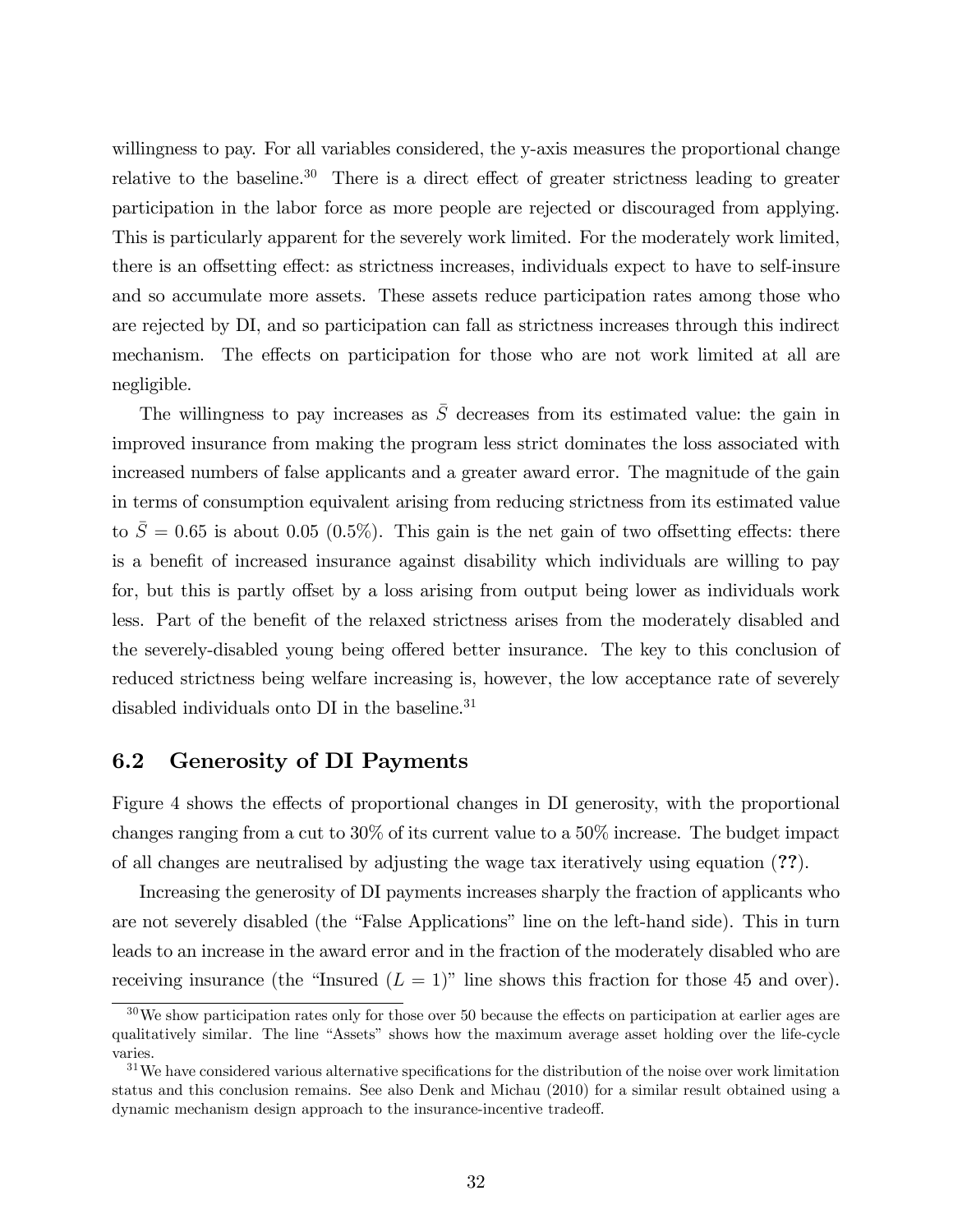willingness to pay. For all variables considered, the y-axis measures the proportional change relative to the baseline.[30] There is a direct effect of greater strictness leading to greater participation in the labor force as more people are rejected or discouraged from applying. This is particularly apparent for the severely work limited. For the moderately work limited, there is an offsetting effect: as strictness increases, individuals expect to have to self-insure and so accumulate more assets. These assets reduce participation rates among those who are rejected by DI, and so participation can fall as strictness increases through this indirect mechanism. The effects on participation for those who are not work limited at all are negligible.

The willingness to pay increases as $\bar{S}$ decreases from its estimated value: the gain in improved insurance from making the program less strict dominates the loss associated with increased numbers of false applicants and a greater award error. The magnitude of the gain in terms of consumption equivalent arising from reducing strictness from its estimated value to $\bar{S} = 0.65$ is about 0.05 (0.5%). This gain is the net gain of two offsetting effects: there is a benefit of increased insurance against disability which individuals are willing to pay for, but this is partly offset by a loss arising from output being lower as individuals work less. Part of the benefit of the relaxed strictness arises from the moderately disabled and the severely-disabled young being offered better insurance. The key to this conclusion of reduced strictness being welfare increasing is, however, the low acceptance rate of severely disabled individuals onto DI in the baseline.[31]

## 6.2 Generosity of DI Payments

Figure 4 shows the effects of proportional changes in DI generosity, with the proportional changes ranging from a cut to 30% of its current value to a 50% increase. The budget impact of all changes are neutralised by adjusting the wage tax iteratively using equation (**??**).

Increasing the generosity of DI payments increases sharply the fraction of applicants who are not severely disabled (the "False Applications" line on the left-hand side). This in turn leads to an increase in the award error and in the fraction of the moderately disabled who are receiving insurance (the "Insured ($L = 1$)" line shows this fraction for those 45 and over).

[30] We show participation rates only for those over 50 because the effects on participation at earlier ages are qualitatively similar. The line "Assets" shows how the maximum average asset holding over the life-cycle varies.

[31] We have considered various alternative specifications for the distribution of the noise over work limitation status and this conclusion remains. See also Denk and Michau (2010) for a similar result obtained using a dynamic mechanism design approach to the insurance-incentive tradeoff.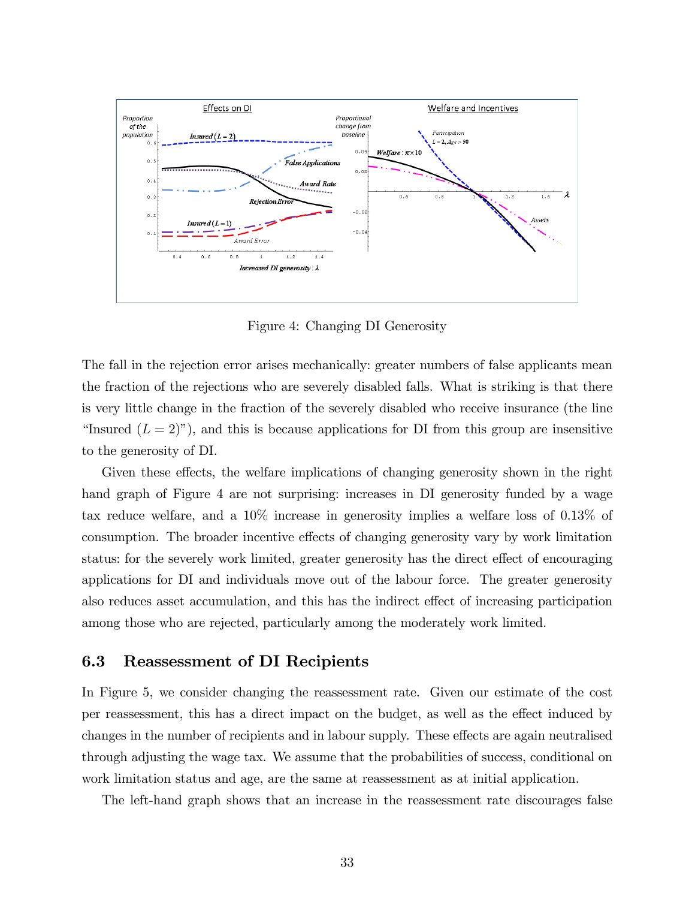Figure 4: Changing DI Generosity

The fall in the rejection error arises mechanically: greater numbers of false applicants mean the fraction of the rejections who are severely disabled falls. What is striking is that there is very little change in the fraction of the severely disabled who receive insurance (the line "Insured ($L = 2$)"), and this is because applications for DI from this group are insensitive to the generosity of DI.

Given these effects, the welfare implications of changing generosity shown in the right hand graph of Figure 4 are not surprising: increases in DI generosity funded by a wage tax reduce welfare, and a 10% increase in generosity implies a welfare loss of 0.13% of consumption. The broader incentive effects of changing generosity vary by work limitation status: for the severely work limited, greater generosity has the direct effect of encouraging applications for DI and individuals move out of the labour force. The greater generosity also reduces asset accumulation, and this has the indirect effect of increasing participation among those who are rejected, particularly among the moderately work limited.

## 6.3 Reassessment of DI Recipients

In Figure 5, we consider changing the reassessment rate. Given our estimate of the cost per reassessment, this has a direct impact on the budget, as well as the effect induced by changes in the number of recipients and in labour supply. These effects are again neutralised through adjusting the wage tax. We assume that the probabilities of success, conditional on work limitation status and age, are the same at reassessment as at initial application.

The left-hand graph shows that an increase in the reassessment rate discourages false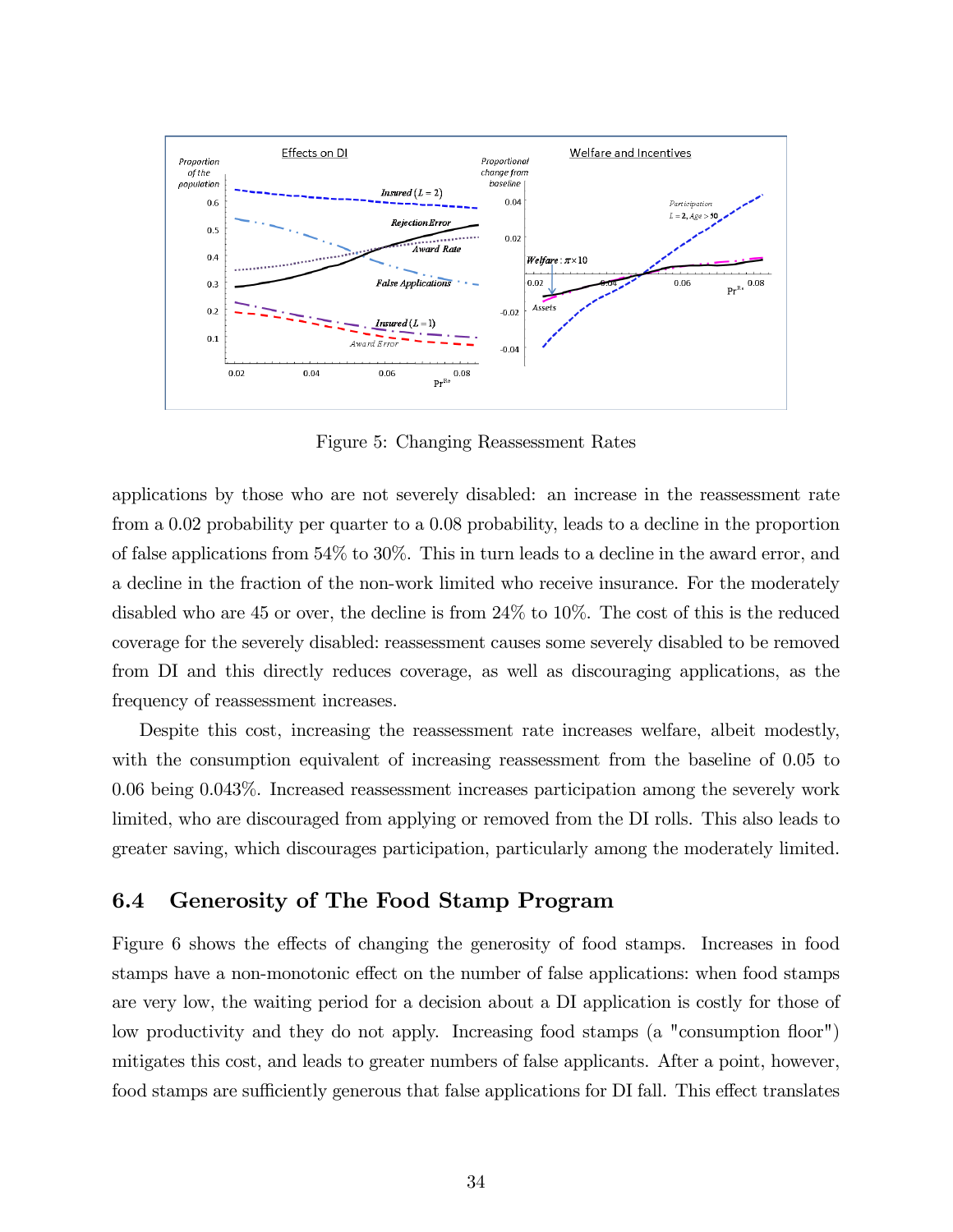Figure 5: Changing Reassessment Rates

applications by those who are not severely disabled: an increase in the reassessment rate from a 0.02 probability per quarter to a 0.08 probability, leads to a decline in the proportion of false applications from 54% to 30%. This in turn leads to a decline in the award error, and a decline in the fraction of the non-work limited who receive insurance. For the moderately disabled who are 45 or over, the decline is from 24% to 10%. The cost of this is the reduced coverage for the severely disabled: reassessment causes some severely disabled to be removed from DI and this directly reduces coverage, as well as discouraging applications, as the frequency of reassessment increases.

Despite this cost, increasing the reassessment rate increases welfare, albeit modestly, with the consumption equivalent of increasing reassessment from the baseline of 0.05 to 0.06 being 0.043%. Increased reassessment increases participation among the severely work limited, who are discouraged from applying or removed from the DI rolls. This also leads to greater saving, which discourages participation, particularly among the moderately limited.

## 6.4 Generosity of The Food Stamp Program

Figure 6 shows the effects of changing the generosity of food stamps. Increases in food stamps have a non-monotonic effect on the number of false applications: when food stamps are very low, the waiting period for a decision about a DI application is costly for those of low productivity and they do not apply. Increasing food stamps (a "consumption floor") mitigates this cost, and leads to greater numbers of false applicants. After a point, however, food stamps are sufficiently generous that false applications for DI fall. This effect translates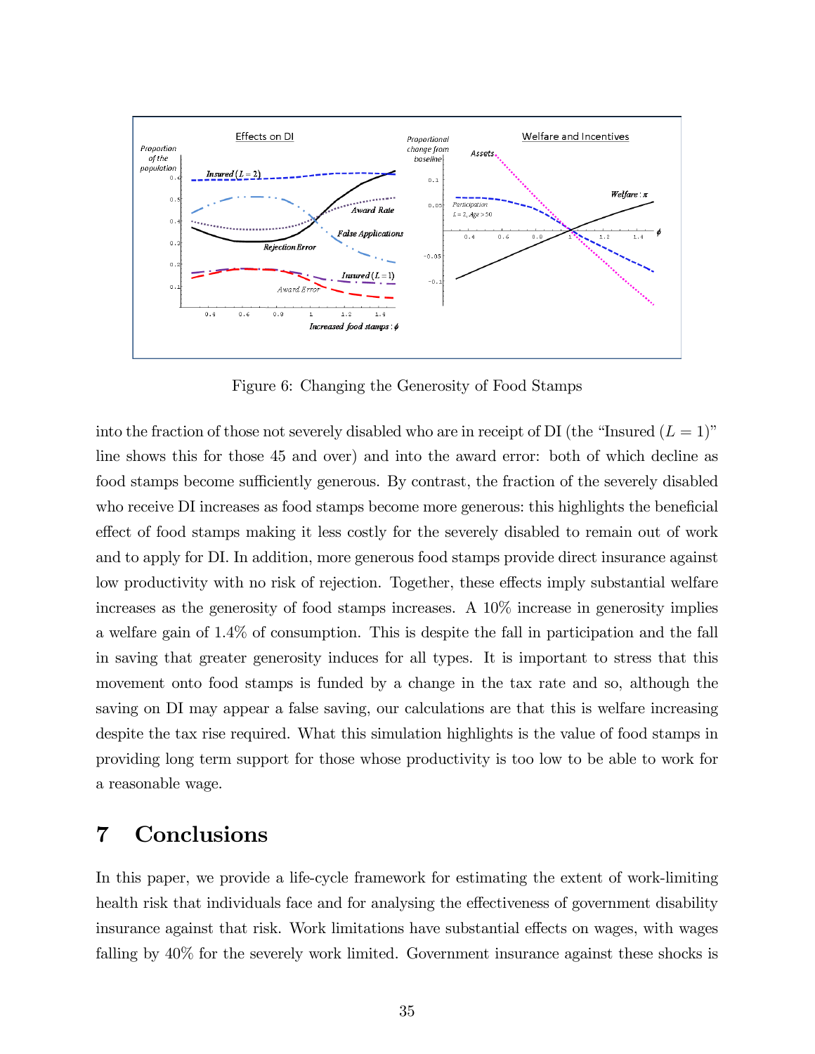Figure 6: Changing the Generosity of Food Stamps

into the fraction of those not severely disabled who are in receipt of DI (the "Insured ($L = 1$)" line shows this for those 45 and over) and into the award error: both of which decline as food stamps become sufficiently generous. By contrast, the fraction of the severely disabled who receive DI increases as food stamps become more generous: this highlights the beneficial effect of food stamps making it less costly for the severely disabled to remain out of work and to apply for DI. In addition, more generous food stamps provide direct insurance against low productivity with no risk of rejection. Together, these effects imply substantial welfare increases as the generosity of food stamps increases. A 10% increase in generosity implies a welfare gain of 1.4% of consumption. This is despite the fall in participation and the fall in saving that greater generosity induces for all types. It is important to stress that this movement onto food stamps is funded by a change in the tax rate and so, although the saving on DI may appear a false saving, our calculations are that this is welfare increasing despite the tax rise required. What this simulation highlights is the value of food stamps in providing long term support for those whose productivity is too low to be able to work for a reasonable wage.

# 7 Conclusions

In this paper, we provide a life-cycle framework for estimating the extent of work-limiting health risk that individuals face and for analysing the effectiveness of government disability insurance against that risk. Work limitations have substantial effects on wages, with wages falling by 40% for the severely work limited. Government insurance against these shocks is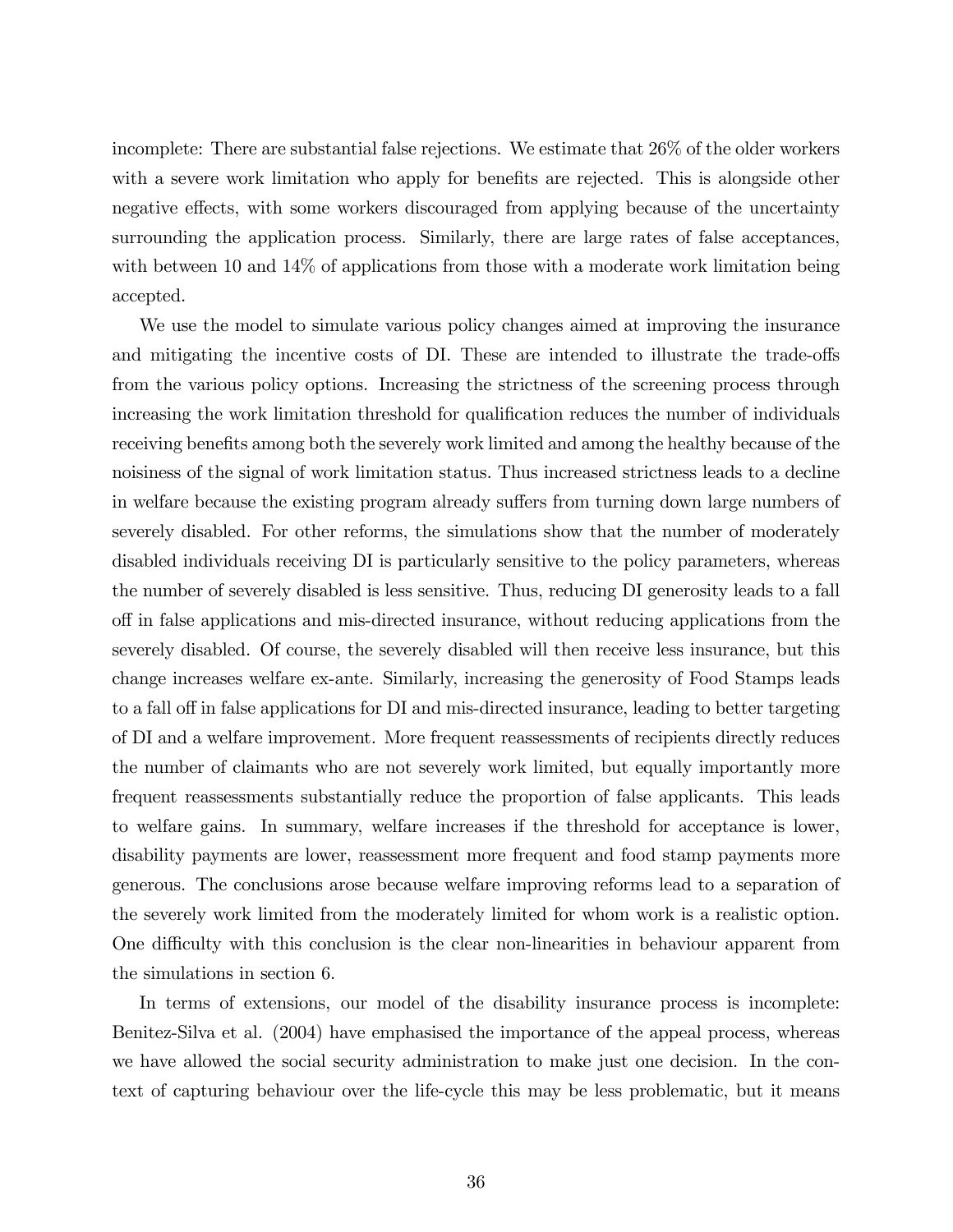incomplete: There are substantial false rejections. We estimate that 26% of the older workers with a severe work limitation who apply for benefits are rejected. This is alongside other negative effects, with some workers discouraged from applying because of the uncertainty surrounding the application process. Similarly, there are large rates of false acceptances, with between 10 and 14% of applications from those with a moderate work limitation being accepted.

We use the model to simulate various policy changes aimed at improving the insurance and mitigating the incentive costs of DI. These are intended to illustrate the trade-offs from the various policy options. Increasing the strictness of the screening process through increasing the work limitation threshold for qualification reduces the number of individuals receiving benefits among both the severely work limited and among the healthy because of the noisiness of the signal of work limitation status. Thus increased strictness leads to a decline in welfare because the existing program already suffers from turning down large numbers of severely disabled. For other reforms, the simulations show that the number of moderately disabled individuals receiving DI is particularly sensitive to the policy parameters, whereas the number of severely disabled is less sensitive. Thus, reducing DI generosity leads to a fall off in false applications and mis-directed insurance, without reducing applications from the severely disabled. Of course, the severely disabled will then receive less insurance, but this change increases welfare ex-ante. Similarly, increasing the generosity of Food Stamps leads to a fall off in false applications for DI and mis-directed insurance, leading to better targeting of DI and a welfare improvement. More frequent reassessments of recipients directly reduces the number of claimants who are not severely work limited, but equally importantly more frequent reassessments substantially reduce the proportion of false applicants. This leads to welfare gains. In summary, welfare increases if the threshold for acceptance is lower, disability payments are lower, reassessment more frequent and food stamp payments more generous. The conclusions arose because welfare improving reforms lead to a separation of the severely work limited from the moderately limited for whom work is a realistic option. One difficulty with this conclusion is the clear non-linearities in behaviour apparent from the simulations in section 6.

In terms of extensions, our model of the disability insurance process is incomplete: Benitez-Silva et al. (2004) have emphasised the importance of the appeal process, whereas we have allowed the social security administration to make just one decision. In the context of capturing behaviour over the life-cycle this may be less problematic, but it means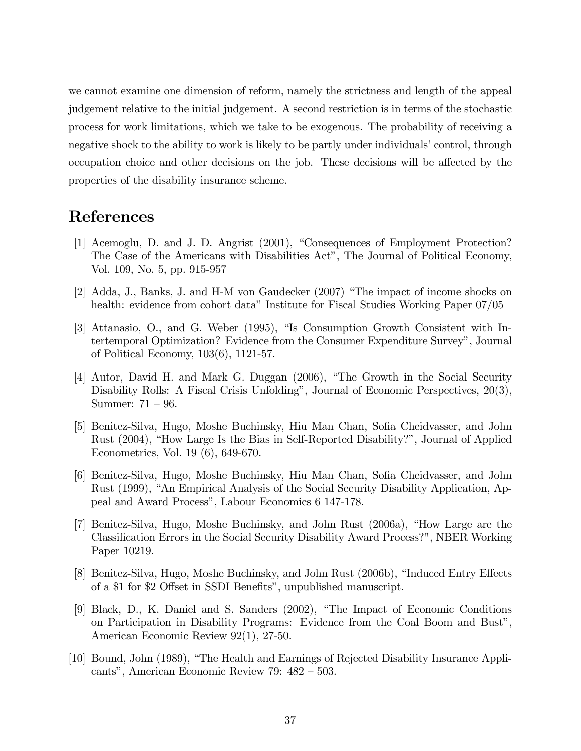we cannot examine one dimension of reform, namely the strictness and length of the appeal judgement relative to the initial judgement. A second restriction is in terms of the stochastic process for work limitations, which we take to be exogenous. The probability of receiving a negative shock to the ability to work is likely to be partly under individuals' control, through occupation choice and other decisions on the job. These decisions will be affected by the properties of the disability insurance scheme.

# References

[1] Acemoglu, D. and J. D. Angrist (2001), "Consequences of Employment Protection? The Case of the Americans with Disabilities Act", The Journal of Political Economy, Vol. 109, No. 5, pp. 915-957

[2] Adda, J., Banks, J. and H-M von Gaudecker (2007) "The impact of income shocks on health: evidence from cohort data" Institute for Fiscal Studies Working Paper 07/05

[3] Attanasio, O., and G. Weber (1995), "Is Consumption Growth Consistent with Intertemporal Optimization? Evidence from the Consumer Expenditure Survey", Journal of Political Economy, 103(6), 1121-57.

[4] Autor, David H. and Mark G. Duggan (2006), "The Growth in the Social Security Disability Rolls: A Fiscal Crisis Unfolding", Journal of Economic Perspectives, 20(3), Summer: 71 – 96.

[5] Benitez-Silva, Hugo, Moshe Buchinsky, Hiu Man Chan, Sofia Cheidvasser, and John Rust (2004), "How Large Is the Bias in Self-Reported Disability?", Journal of Applied Econometrics, Vol. 19 (6), 649-670.

[6] Benitez-Silva, Hugo, Moshe Buchinsky, Hiu Man Chan, Sofia Cheidvasser, and John Rust (1999), "An Empirical Analysis of the Social Security Disability Application, Appeal and Award Process", Labour Economics 6 147-178.

[7] Benitez-Silva, Hugo, Moshe Buchinsky, and John Rust (2006a), "How Large are the Classification Errors in the Social Security Disability Award Process?", NBER Working Paper 10219.

[8] Benitez-Silva, Hugo, Moshe Buchinsky, and John Rust (2006b), "Induced Entry Effects of a $1 for $2 Offset in SSDI Benefits", unpublished manuscript.

[9] Black, D., K. Daniel and S. Sanders (2002), "The Impact of Economic Conditions on Participation in Disability Programs: Evidence from the Coal Boom and Bust", American Economic Review 92(1), 27-50.

[10] Bound, John (1989), "The Health and Earnings of Rejected Disability Insurance Applicants", American Economic Review 79: 482 – 503.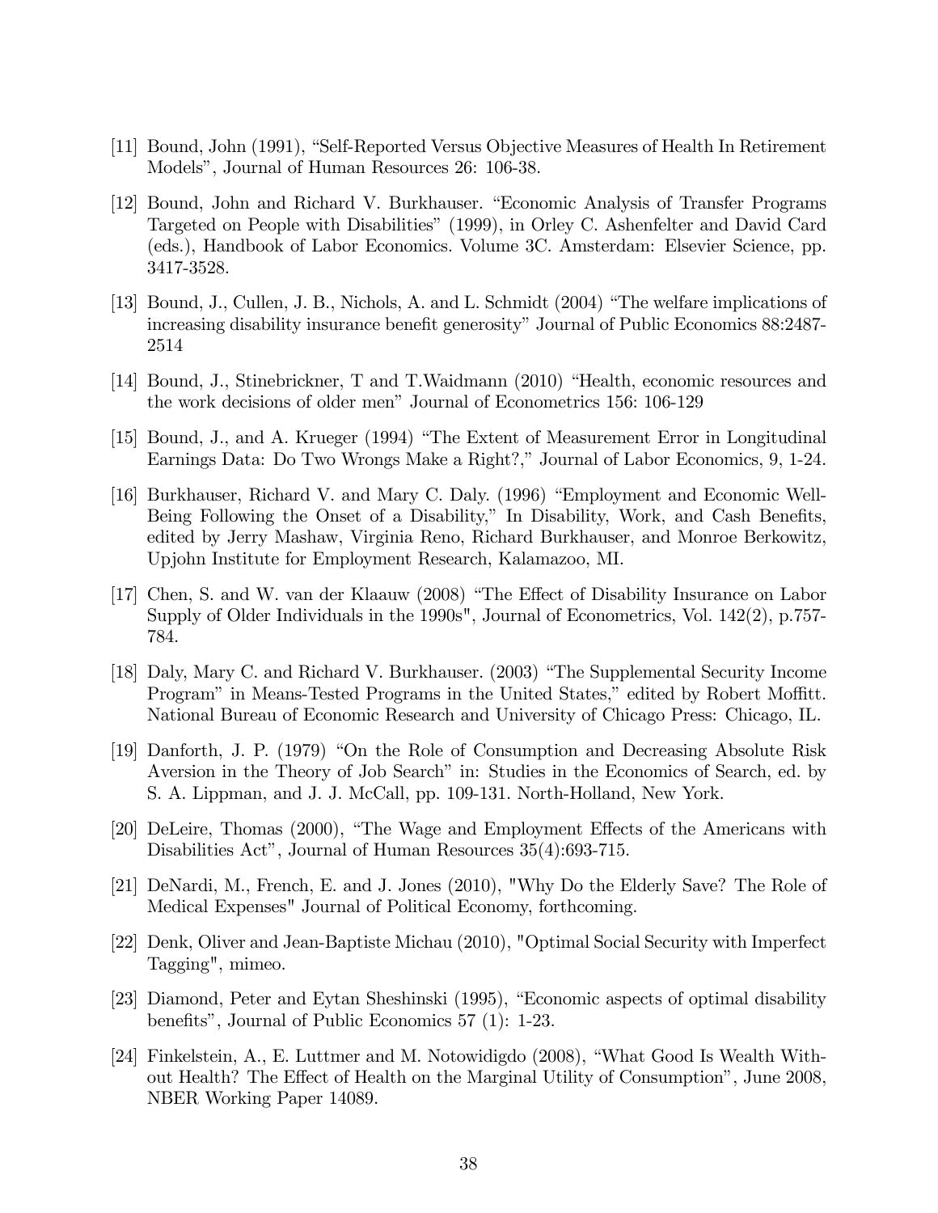[11] Bound, John (1991), "Self-Reported Versus Objective Measures of Health In Retirement Models", Journal of Human Resources 26: 106-38.

[12] Bound, John and Richard V. Burkhauser. "Economic Analysis of Transfer Programs Targeted on People with Disabilities" (1999), in Orley C. Ashenfelter and David Card (eds.), Handbook of Labor Economics. Volume 3C. Amsterdam: Elsevier Science, pp. 3417-3528.

[13] Bound, J., Cullen, J. B., Nichols, A. and L. Schmidt (2004) "The welfare implications of increasing disability insurance benefit generosity" Journal of Public Economics 88:2487-2514

[14] Bound, J., Stinebrickner, T and T.Waidmann (2010) "Health, economic resources and the work decisions of older men" Journal of Econometrics 156: 106-129

[15] Bound, J., and A. Krueger (1994) "The Extent of Measurement Error in Longitudinal Earnings Data: Do Two Wrongs Make a Right?," Journal of Labor Economics, 9, 1-24.

[16] Burkhauser, Richard V. and Mary C. Daly. (1996) "Employment and Economic Well-Being Following the Onset of a Disability," In Disability, Work, and Cash Benefits, edited by Jerry Mashaw, Virginia Reno, Richard Burkhauser, and Monroe Berkowitz, Upjohn Institute for Employment Research, Kalamazoo, MI.

[17] Chen, S. and W. van der Klaauw (2008) "The Effect of Disability Insurance on Labor Supply of Older Individuals in the 1990s", Journal of Econometrics, Vol. 142(2), p.757-784.

[18] Daly, Mary C. and Richard V. Burkhauser. (2003) "The Supplemental Security Income Program" in Means-Tested Programs in the United States," edited by Robert Moffitt. National Bureau of Economic Research and University of Chicago Press: Chicago, IL.

[19] Danforth, J. P. (1979) "On the Role of Consumption and Decreasing Absolute Risk Aversion in the Theory of Job Search" in: Studies in the Economics of Search, ed. by S. A. Lippman, and J. J. McCall, pp. 109-131. North-Holland, New York.

[20] DeLeire, Thomas (2000), "The Wage and Employment Effects of the Americans with Disabilities Act", Journal of Human Resources 35(4):693-715.

[21] DeNardi, M., French, E. and J. Jones (2010), "Why Do the Elderly Save? The Role of Medical Expenses" Journal of Political Economy, forthcoming.

[22] Denk, Oliver and Jean-Baptiste Michau (2010), "Optimal Social Security with Imperfect Tagging", mimeo.

[23] Diamond, Peter and Eytan Sheshinski (1995), "Economic aspects of optimal disability benefits", Journal of Public Economics 57 (1): 1-23.

[24] Finkelstein, A., E. Luttmer and M. Notowidigdo (2008), "What Good Is Wealth Without Health? The Effect of Health on the Marginal Utility of Consumption", June 2008, NBER Working Paper 14089.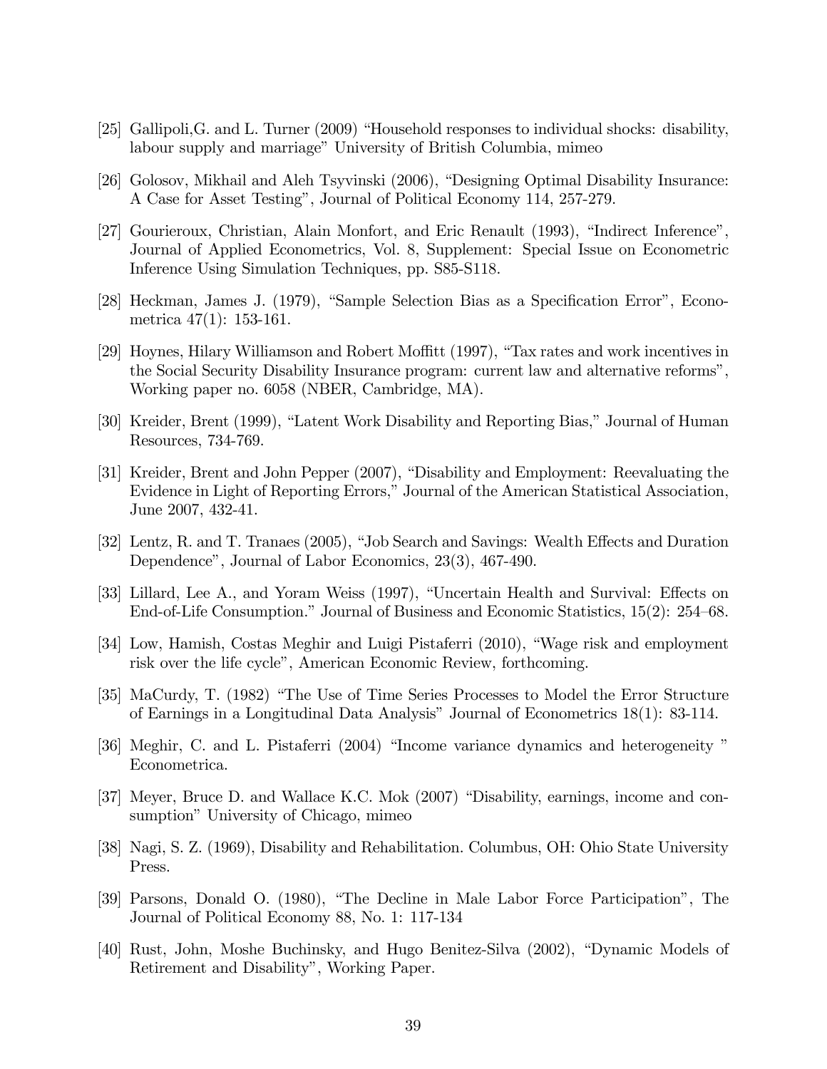[25] Gallipoli,G. and L. Turner (2009) "Household responses to individual shocks: disability, labour supply and marriage" University of British Columbia, mimeo

[26] Golosov, Mikhail and Aleh Tsyvinski (2006), "Designing Optimal Disability Insurance: A Case for Asset Testing", Journal of Political Economy 114, 257-279.

[27] Gourieroux, Christian, Alain Monfort, and Eric Renault (1993), "Indirect Inference", Journal of Applied Econometrics, Vol. 8, Supplement: Special Issue on Econometric Inference Using Simulation Techniques, pp. S85-S118.

[28] Heckman, James J. (1979), "Sample Selection Bias as a Specification Error", Econometrica 47(1): 153-161.

[29] Hoynes, Hilary Williamson and Robert Moffitt (1997), "Tax rates and work incentives in the Social Security Disability Insurance program: current law and alternative reforms", Working paper no. 6058 (NBER, Cambridge, MA).

[30] Kreider, Brent (1999), "Latent Work Disability and Reporting Bias," Journal of Human Resources, 734-769.

[31] Kreider, Brent and John Pepper (2007), "Disability and Employment: Reevaluating the Evidence in Light of Reporting Errors," Journal of the American Statistical Association, June 2007, 432-41.

[32] Lentz, R. and T. Tranaes (2005), "Job Search and Savings: Wealth Effects and Duration Dependence", Journal of Labor Economics, 23(3), 467-490.

[33] Lillard, Lee A., and Yoram Weiss (1997), "Uncertain Health and Survival: Effects on End-of-Life Consumption." Journal of Business and Economic Statistics, 15(2): 254–68.

[34] Low, Hamish, Costas Meghir and Luigi Pistaferri (2010), "Wage risk and employment risk over the life cycle", American Economic Review, forthcoming.

[35] MaCurdy, T. (1982) "The Use of Time Series Processes to Model the Error Structure of Earnings in a Longitudinal Data Analysis" Journal of Econometrics 18(1): 83-114.

[36] Meghir, C. and L. Pistaferri (2004) "Income variance dynamics and heterogeneity " Econometrica.

[37] Meyer, Bruce D. and Wallace K.C. Mok (2007) "Disability, earnings, income and consumption" University of Chicago, mimeo

[38] Nagi, S. Z. (1969), Disability and Rehabilitation. Columbus, OH: Ohio State University Press.

[39] Parsons, Donald O. (1980), "The Decline in Male Labor Force Participation", The Journal of Political Economy 88, No. 1: 117-134

[40] Rust, John, Moshe Buchinsky, and Hugo Benitez-Silva (2002), "Dynamic Models of Retirement and Disability", Working Paper.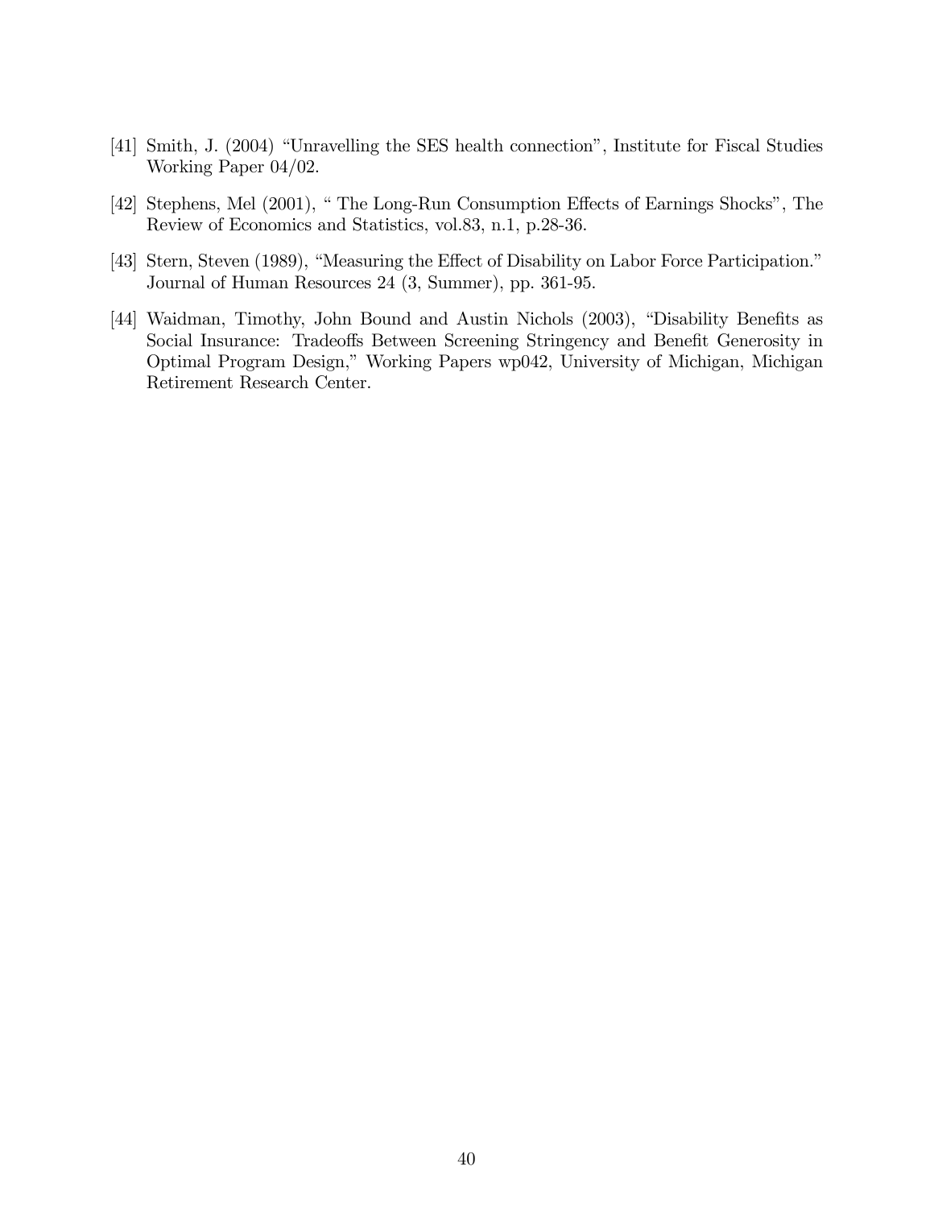[41] Smith, J. (2004) "Unravelling the SES health connection", Institute for Fiscal Studies Working Paper 04/02.

[42] Stephens, Mel (2001), " The Long-Run Consumption Effects of Earnings Shocks", The Review of Economics and Statistics, vol.83, n.1, p.28-36.

[43] Stern, Steven (1989), "Measuring the Effect of Disability on Labor Force Participation." Journal of Human Resources 24 (3, Summer), pp. 361-95.

[44] Waidman, Timothy, John Bound and Austin Nichols (2003), "Disability Benefits as Social Insurance: Tradeoffs Between Screening Stringency and Benefit Generosity in Optimal Program Design," Working Papers wp042, University of Michigan, Michigan Retirement Research Center.